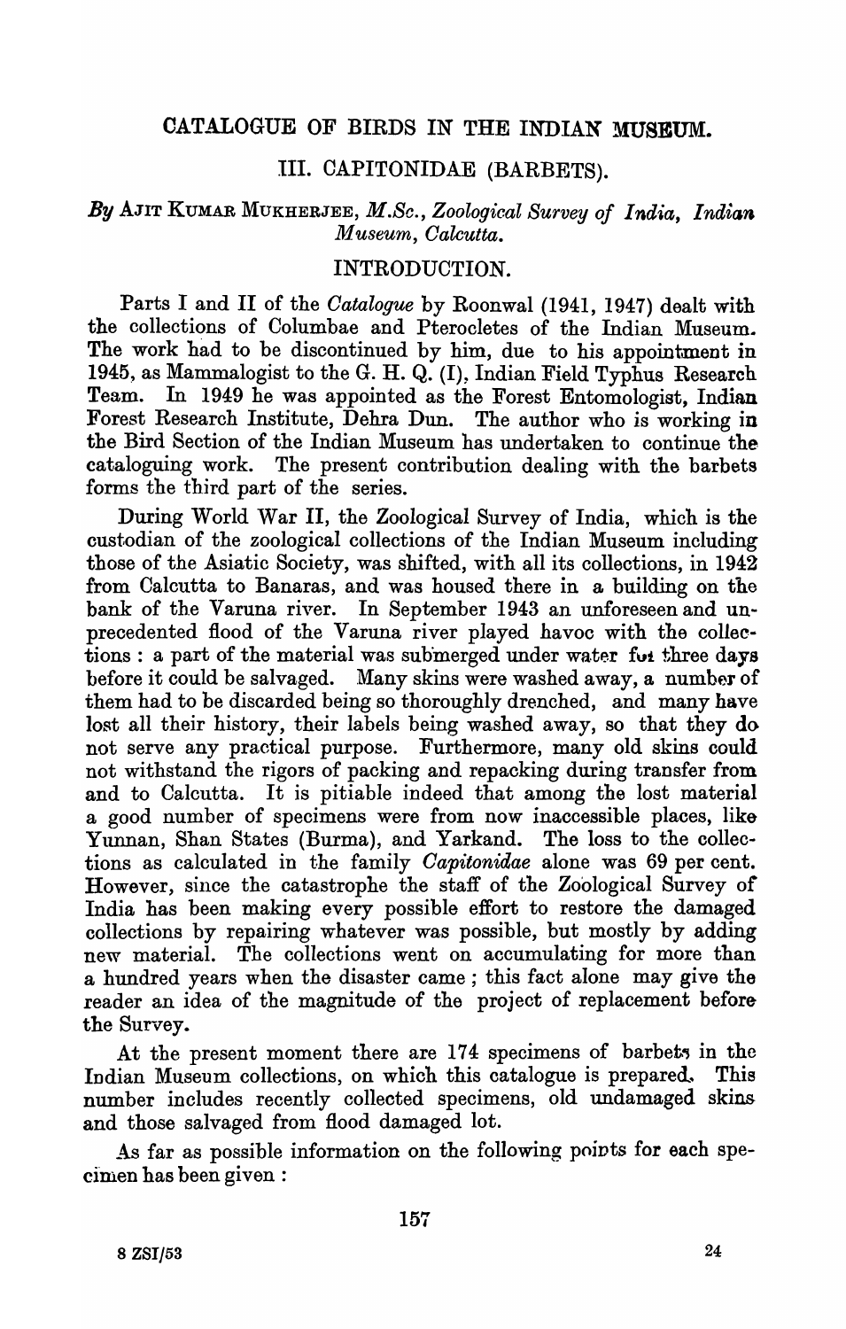# CATALOGUE OF BIRDS IN THE INDIAN MUSEUM.

## III. CAPITONIDAE (BARBETS).

*By* AJIT KUMAR MUKHERJEE, *M.Sc., Zoological Survey of India, Indian Museum, Calcutta.*

## INTRODUCTION.

Parts I and II of the *Catalogue* by Roonwal (1941, 1947) dealt with the collections of Columbae and Pterocletes of the Indian Museum. The work had to be discontinued by him, due to his appointment in 1945, as Mammalogist to the G. H. Q. (I), Indian Field Typhus Research Team. In 1949 he was appointed as the Forest Entomologist, Indian Forest Research Institute, Dehra Dun. The author who is working in the Bird Section of the Indian Museum has undertaken to continue the cataloguing work. The present contribution dealing with the barbets forms the third part of the series.

During World War II, the Zoological Survey of India, which is the custodian of the zoological collections of the Indian Museum including those of the Asiatic Society, was shifted, with all its collections, in 1942 from Calcutta to Banaras, and was housed there in a building on the bank of the Varuna river. In September 1943 an unforeseen and unprecedented flood of the Varuna river played havoc with the collections : a part of the material was submerged under water for three days before it could be salvaged. Many skins were washed away, a number of them had to be discarded being so thoroughly drenched, and many have lost all their history, their labels being washed away, so that they do not serve any practical purpose. Furthermore, many old skins could not withstand the rigors of packing and repacking during transfer from and to Calcutta. It is pitiable indeed that among the lost material a good number of specimens were from now inaccessible places, like Yunnan, Shan States (Burma), and Yarkand. The loss to the collections as calculated in the family *Capitonidae* alone was 69 per cent. However, since the catastrophe the staff of the Zoological Survey of India has been making every possible effort to restore the damaged collections by repairing whatever was possible, but mostly by adding new material. The collections went on accumulating for more than a hundred years when the disaster came ; this fact alone may give the reader an idea of the magnitude of the project of replacement before the Survey.

At the present moment there are 174 specimens of barbets in the Indian Museum collections, on which this catalogue is prepared. This number includes recently collected specimens, old undamaged skins and those salvaged from flood damaged lot.

As far as possible information on the following points for each specimen has been given :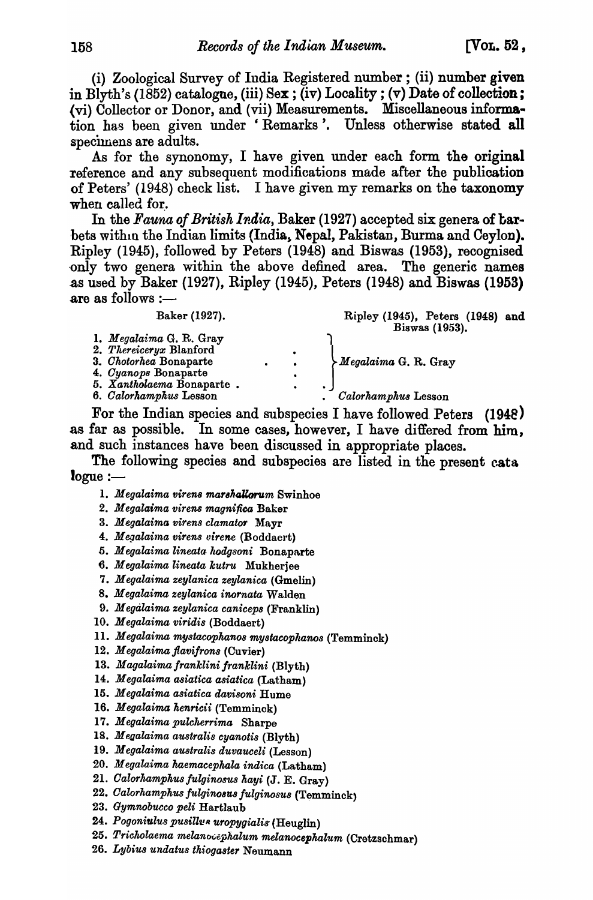(i) Zoological Survey of India Registered number; (ii) number given in Blyth's (1852) catalogue, (iii) Sex; (iv) Locality; (v) Date of collection; (vi) Collector or Donor, and (vii) Measurements. Miscellaneous information has been given under 'Remarks'. Unless otherwise stated all specimens are adults.

As for the synonomy, I have given under each form the original reference and any subsequent modifications made after the publication of Peters' (1948) check list. I have given my remarks on the taxonomy when called for.

In the *Fauna of British India*, Baker (1927) accepted six genera of barbets within the Indian limits (India, Nepal, Pakistan, Burma and Ceylon). Ripley (1945), followed by Peters (1948) and Biswas (1953), recognised only two genera within the above defined area. The generic names as used by Baker (1927), Ripley (1945), Peters (1948) and Biswas (1953) are as follows:—

| Baker (1927). | Ripley (1945), Peters (1948) and Biswas (1953). |
|---|---|
| 1. *Megalaima* G. R. Gray | *Megalaima* G. R. Gray |
| 2. *Thereiceryx* Blanford | |
| 3. *Chotorhea* Bonaparte | |
| 4. *Cyanops* Bonaparte | |
| 5. *Xantholaema* Bonaparte | |
| 6. *Calorhamphus* Lesson | *Calorhamphus* Lesson |

For the Indian species and subspecies I have followed Peters (1948) as far as possible. In some cases, however, I have differed from him, and such instances have been discussed in appropriate places.

The following species and subspecies are listed in the present catalogue:—

1. *Megalaima virens marshallorum* Swinhoe
2. *Megalaima virens magnifica* Baker
3. *Megalaima virens clamator* Mayr
4. *Megalaima virens virens* (Boddaert)
5. *Megalaima lineata hodgsoni* Bonaparte
6. *Megalaima lineata kutru* Mukherjee
7. *Megalaima zeylanica zeylanica* (Gmelin)
8. *Megalaima zeylanica inornata* Walden
9. *Megalaima zeylanica caniceps* (Franklin)
10. *Megalaima viridis* (Boddaert)
11. *Megalaima mystacophanos mystacophanos* (Temminck)
12. *Megalaima flavifrons* (Cuvier)
13. *Magalaima franklini franklini* (Blyth)
14. *Megalaima asiatica asiatica* (Latham)
15. *Megalaima asiatica davisoni* Hume
16. *Megalaima henricii* (Temminck)
17. *Megalaima pulcherrima* Sharpe
18. *Megalaima australis cyanotis* (Blyth)
19. *Megalaima australis duvauceli* (Lesson)
20. *Megalaima haemacephala indica* (Latham)
21. *Calorhamphus fulginosus hayi* (J. E. Gray)
22. *Calorhamphus fulginosus fulginosus* (Temminck)
23. *Gymnobucco peli* Hartlaub
24. *Pogoniulus pusillus uropygialis* (Heuglin)
25. *Tricholaema melanocephalum melanocephalum* (Cretzschmar)
26. *Lybius undatus thiogaster* Neumann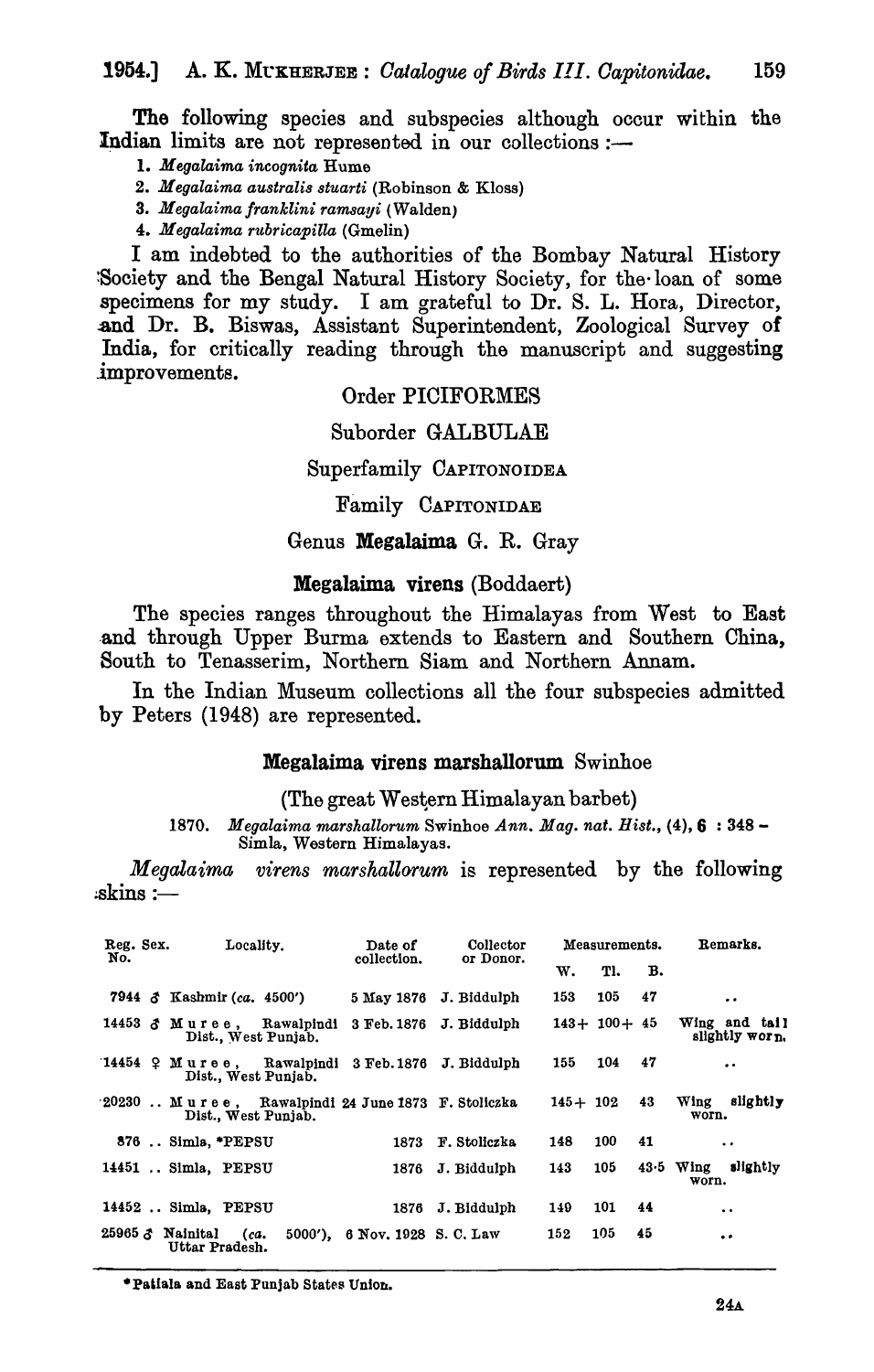The following species and subspecies although occur within the Indian limits are not represented in our collections :—

1. *Megalaima incognita* Hume
2. *Megalaima australis stuarti* (Robinson & Kloss)
3. *Megalaima franklini ramsayi* (Walden)
4. *Megalaima rubricapilla* (Gmelin)

I am indebted to the authorities of the Bombay Natural History Society and the Bengal Natural History Society, for the loan of some specimens for my study. I am grateful to Dr. S. L. Hora, Director, and Dr. B. Biswas, Assistant Superintendent, Zoological Survey of India, for critically reading through the manuscript and suggesting improvements.

## Order PICIFORMES

### Suborder GALBULAE

### Superfamily CAPITONOIDEA

### Family CAPITONIDAE

### Genus **Megalaima** G. R. Gray

### **Megalaima virens** (Boddaert)

The species ranges throughout the Himalayas from West to East and through Upper Burma extends to Eastern and Southern China, South to Tenasserim, Northern Siam and Northern Annam.

In the Indian Museum collections all the four subspecies admitted by Peters (1948) are represented.

### **Megalaima virens marshallorum** Swinhoe

(The great Western Himalayan barbet)

1870. *Megalaima marshallorum* Swinhoe *Ann. Mag. nat. Hist.*, (4), **6** : 348 – Simla, Western Himalayas.

*Megalaima virens marshallorum* is represented by the following skins :—

| Reg. No. | Sex. | Locality. | Date of collection. | Collector or Donor. | Measurements. | | | Remarks. |
|---|---|---|---|---|---|---|---|---|
| | | | | | W. | Tl. | B. | |
| 7944 | ♂ | Kashmir (*ca.* 4500') | 5 May 1876 | J. Biddulph | 153 | 105 | 47 | .. |
| 14453 | ♂ | Muree, Rawalpindi Dist., West Punjab. | 3 Feb. 1876 | J. Biddulph | 143+ | 100+ | 45 | Wing and tail slightly worn. |
| 14454 | ♀ | Muree, Rawalpindi Dist., West Punjab. | 3 Feb. 1876 | J. Biddulph | 155 | 104 | 47 | .. |
| 20230 | .. | Muree, Rawalpindi Dist., West Punjab. | 24 June 1873 | F. Stoliczka | 145+ | 102 | 43 | Wing slightly worn. |
| 876 | .. | Simla, *PEPSU | 1873 | F. Stoliczka | 148 | 100 | 41 | .. |
| 14451 | .. | Simla, PEPSU | 1876 | J. Biddulph | 143 | 105 | 43·5 | Wing slightly worn. |
| 14452 | .. | Simla, PEPSU | 1876 | J. Biddulph | 149 | 101 | 44 | .. |
| 25965 | ♂ | Nainital (*ca.* 5000'), Uttar Pradesh. | 6 Nov. 1928 | S. C. Law | 152 | 105 | 45 | .. |

*Patiala and East Punjab States Union.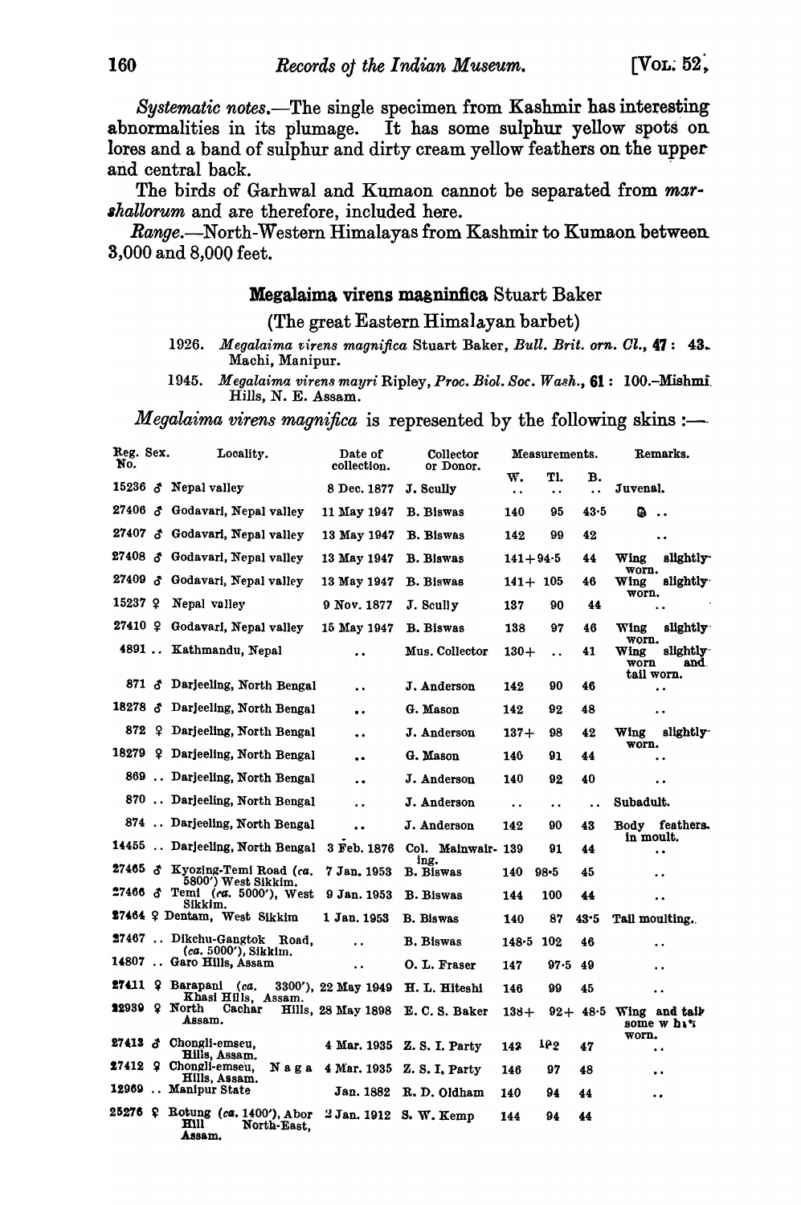*Systematic notes.*—The single specimen from Kashmir has interesting abnormalities in its plumage. It has some sulphur yellow spots on lores and a band of sulphur and dirty cream yellow feathers on the upper and central back.

The birds of Garhwal and Kumaon cannot be separated from *marshallorum* and are therefore, included here.

*Range.*—North-Western Himalayas from Kashmir to Kumaon between 3,000 and 8,000 feet.

## Megalaima virens magninfica Stuart Baker

(The great Eastern Himalayan barbet)

1926. *Megalaima virens magnifica* Stuart Baker, *Bull. Brit. orn. Cl.*, **47** : 43. Machi, Manipur.

1945. *Megalaima virens mayri* Ripley, *Proc. Biol. Soc. Wash.*, **61** : 100.–Mishmi Hills, N. E. Assam.

*Megalaima virens magnifica* is represented by the following skins :—

| Reg. No. | Sex. | Locality. | Date of collection. | Collector or Donor. | Measurements. W. | Tl. | B. | Remarks. |
|---|---|---|---|---|---|---|---|---|
| 15236 | ♂ | Nepal valley | 8 Dec. 1877 | J. Scully | .. | .. | .. | Juvenal. |
| 27406 | ♂ | Godavari, Nepal valley | 11 May 1947 | B. Biswas | 140 | 95 | 43·5 | .. |
| 27407 | ♂ | Godavari, Nepal valley | 13 May 1947 | B. Biswas | 142 | 99 | 42 | .. |
| 27408 | ♂ | Godavari, Nepal valley | 13 May 1947 | B. Biswas | 141+ | 94·5 | 44 | Wing slightly worn. |
| 27409 | ♂ | Godavari, Nepal valley | 13 May 1947 | B. Biswas | 141+ | 105 | 46 | Wing slightly worn. |
| 15237 | ♀ | Nepal valley | 9 Nov. 1877 | J. Scully | 137 | 90 | 44 | .. |
| 27410 | ♀ | Godavari, Nepal valley | 15 May 1947 | B. Biswas | 138 | 97 | 46 | Wing slightly worn. |
| 4891 | .. | Kathmandu, Nepal | .. | Mus. Collector | 130+ | .. | 41 | Wing slightly worn and tail worn. |
| 871 | ♂ | Darjeeling, North Bengal | .. | J. Anderson | 142 | 90 | 46 | .. |
| 18278 | ♂ | Darjeeling, North Bengal | .. | G. Mason | 142 | 92 | 48 | .. |
| 872 | ♀ | Darjeeling, North Bengal | .. | J. Anderson | 137+ | 98 | 42 | Wing slightly worn. |
| 18279 | ♀ | Darjeeling, North Bengal | .. | G. Mason | 140 | 91 | 44 | .. |
| 869 | .. | Darjeeling, North Bengal | .. | J. Anderson | 140 | 92 | 40 | .. |
| 870 | .. | Darjeeling, North Bengal | .. | J. Anderson | .. | .. | .. | Subadult. |
| 874 | .. | Darjeeling, North Bengal | .. | J. Anderson | 142 | 90 | 43 | Body feathers in moult. |
| 14455 | .. | Darjeeling, North Bengal | 3 Feb. 1876 | Col. Mainwairing. | 139 | 91 | 44 | .. |
| 27465 | ♂ | Kyozing-Temi Road (*ca.* 5800′) West Sikkim. | 7 Jan. 1953 | B. Biswas | 140 | 98·5 | 45 | .. |
| 27466 | ♂ | Temi (*ca.* 5000′), West Sikkim. | 9 Jan. 1953 | B. Biswas | 144 | 100 | 44 | .. |
| 27464 | ♀ | Dentam, West Sikkim | 1 Jan. 1953 | B. Biswas | 140 | 87 | 43·5 | Tail moulting. |
| 27467 | .. | Dikchu-Gangtok Road, (*ca.* 5000′), Sikkim. | .. | B. Biswas | 148·5 | 102 | 46 | .. |
| 14807 | .. | Garo Hills, Assam | .. | O. L. Fraser | 147 | 97·5 | 49 | .. |
| 27411 | ♀ | Barapani (*ca.* 3300′), Khasi Hills, Assam. | 22 May 1949 | H. L. Hiteshi | 146 | 99 | 45 | .. |
| 22939 | ♀ | North Cachar Hills, Assam. | 28 May 1898 | E. C. S. Baker | 138+ | 92+ | 48·5 | Wing and tail some what worn. |
| 27413 | ♂ | Chongli-emseu, Hills, Assam. | 4 Mar. 1935 | Z. S. I. Party | 143 | 102 | 47 | .. |
| 27412 | ♀ | Chongli-emseu, Naga Hills, Assam. | 4 Mar. 1935 | Z. S. I. Party | 146 | 97 | 48 | .. |
| 12969 | .. | Manipur State | Jan. 1882 | R. D. Oldham | 140 | 94 | 44 | .. |
| 25276 | ♀ | Rotung (*ca.* 1400′), Abor Hill North-East, Assam. | 2 Jan. 1912 | S. W. Kemp | 144 | 94 | 44 | |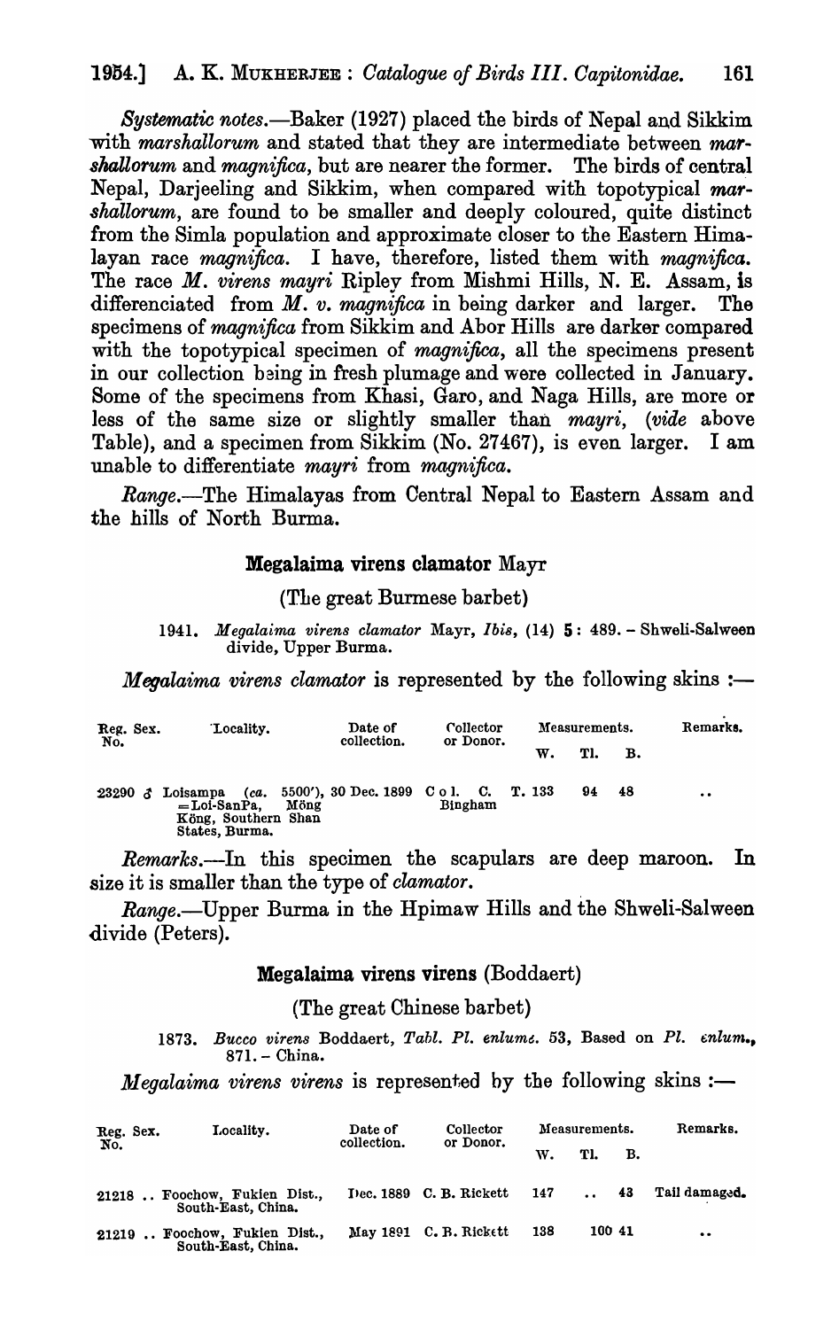*Systematic notes.*—Baker (1927) placed the birds of Nepal and Sikkim with *marshallorum* and stated that they are intermediate between *marshallorum* and *magnifica*, but are nearer the former. The birds of central Nepal, Darjeeling and Sikkim, when compared with topotypical *marshallorum*, are found to be smaller and deeply coloured, quite distinct from the Simla population and approximate closer to the Eastern Himalayan race *magnifica*. I have, therefore, listed them with *magnifica*. The race *M. virens mayri* Ripley from Mishmi Hills, N. E. Assam, is differenciated from *M. v. magnifica* in being darker and larger. The specimens of *magnifica* from Sikkim and Abor Hills are darker compared with the topotypical specimen of *magnifica*, all the specimens present in our collection being in fresh plumage and were collected in January. Some of the specimens from Khasi, Garo, and Naga Hills, are more or less of the same size or slightly smaller than *mayri*, (*vide* above Table), and a specimen from Sikkim (No. 27467), is even larger. I am unable to differentiate *mayri* from *magnifica*.

*Range.*—The Himalayas from Central Nepal to Eastern Assam and the hills of North Burma.

### Megalaima virens clamator Mayr

(The great Burmese barbet)

1941. *Megalaima virens clamator* Mayr, *Ibis*, (14) **5**: 489. – Shweli-Salween divide, Upper Burma.

*Megalaima virens clamator* is represented by the following skins :—

| Reg. No. | Sex. | Locality. | Date of collection. | Collector or Donor. | Measurements. W. | Tl. | B. | Remarks. |
|---|---|---|---|---|---|---|---|---|
| 23290 | ♂ | Loisampa (ca. 5500'), = Loi-SanPa, Möng Köng, Southern Shan States, Burma. | 30 Dec. 1899 | Col. C. T. Bingham | 133 | 94 | 48 | .. |

*Remarks.*—In this specimen the scapulars are deep maroon. In size it is smaller than the type of *clamator*.

*Range.*—Upper Burma in the Hpimaw Hills and the Shweli-Salween divide (Peters).

### Megalaima virens virens (Boddaert)

(The great Chinese barbet)

1873. *Bucco virens* Boddaert, *Tabl. Pl. enlumé.* 53, Based on *Pl. enlum.*, 871. – China.

*Megalaima virens virens* is represented by the following skins :—

| Reg. No. | Sex. | Locality. | Date of collection. | Collector or Donor. | Measurements. W. | Tl. | B. | Remarks. |
|---|---|---|---|---|---|---|---|---|
| 21218 | .. | Foochow, Fukien Dist., South-East, China. | Dec. 1889 | C. B. Rickett | 147 | .. | 43 | Tail damaged. |
| 21219 | .. | Foochow, Fukien Dist., South-East, China. | May 1891 | C. B. Rickett | 138 | 100 | 41 | .. |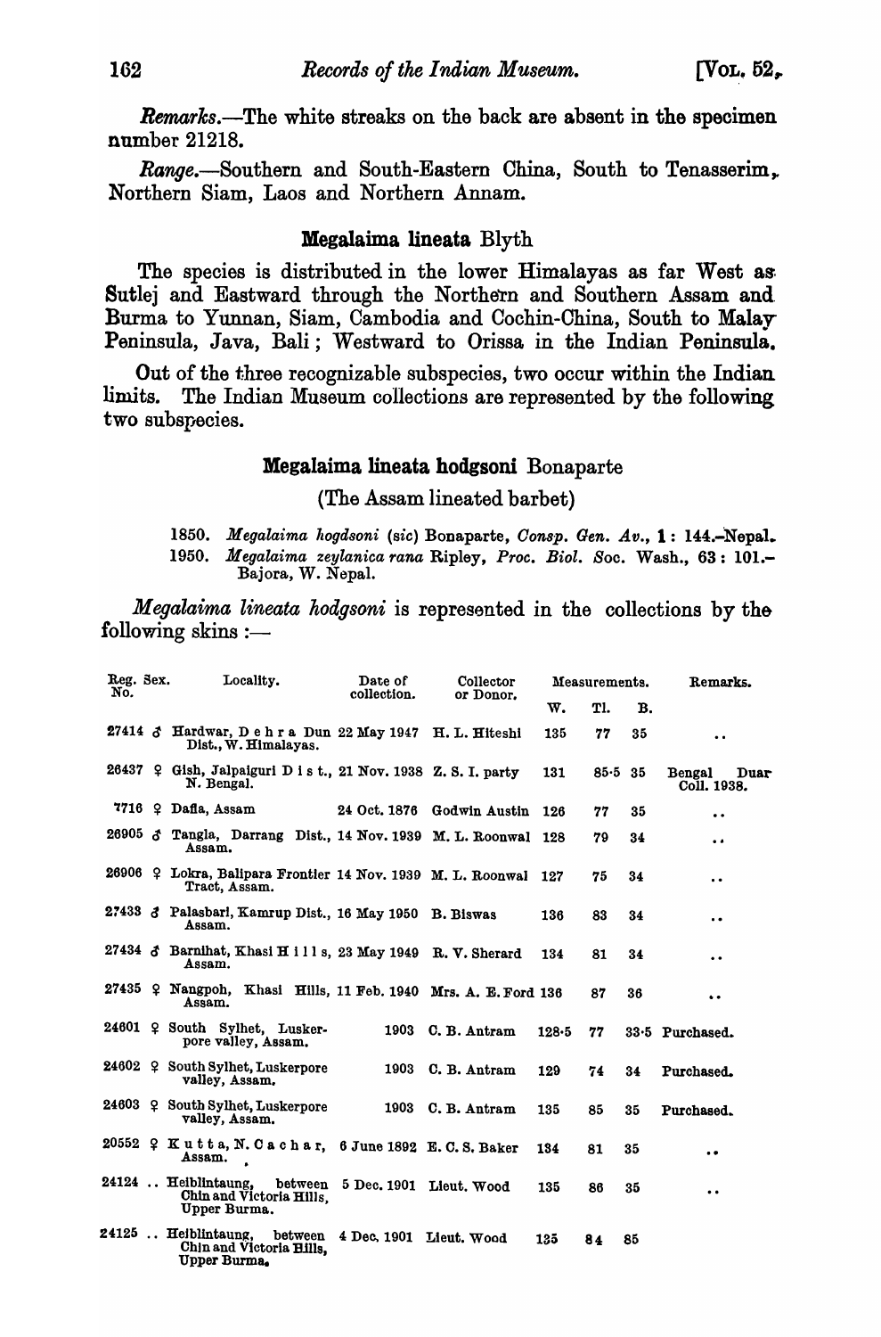*Remarks.*—The white streaks on the back are absent in the specimen number 21218.

*Range.*—Southern and South-Eastern China, South to Tenasserim, Northern Siam, Laos and Northern Annam.

### Megalaima lineata Blyth

The species is distributed in the lower Himalayas as far West as Sutlej and Eastward through the Northern and Southern Assam and Burma to Yunnan, Siam, Cambodia and Cochin-China, South to Malay Peninsula, Java, Bali; Westward to Orissa in the Indian Peninsula.

Out of the three recognizable subspecies, two occur within the Indian limits. The Indian Museum collections are represented by the following two subspecies.

### Megalaima lineata hodgsoni Bonaparte

(The Assam lineated barbet)

1850. *Megalaima hogdsoni* (sic) Bonaparte, *Consp. Gen. Av.*, **1**: 144.–Nepal.
1950. *Megalaima zeylanica rana* Ripley, *Proc. Biol. Soc.* Wash., **63**: 101.–Bajora, W. Nepal.

*Megalaima lineata hodgsoni* is represented in the collections by the following skins :—

| Reg. No. | Sex. | Locality. | Date of collection. | Collector or Donor. | Measurements. | | | Remarks. |
|---|---|---|---|---|---|---|---|---|
| | | | | | W. | Tl. | B. | |
| 27414 | ♂ | Hardwar, Dehra Dun Dist., W. Himalayas. | 22 May 1947 | H. L. Hiteshi | 135 | 77 | 35 | .. |
| 26437 | ♀ | Gish, Jalpaiguri Dist., N. Bengal. | 21 Nov. 1938 | Z. S. I. party | 131 | 85·5 | 35 | Bengal Duar Coll. 1938. |
| 7716 | ♀ | Dafla, Assam | 24 Oct. 1876 | Godwin Austin | 126 | 77 | 35 | .. |
| 26905 | ♂ | Tangla, Darrang Dist., Assam. | 14 Nov. 1939 | M. L. Roonwal | 128 | 79 | 34 | .. |
| 26906 | ♀ | Lokra, Balipara Frontier Tract, Assam. | 14 Nov. 1939 | M. L. Roonwal | 127 | 75 | 34 | .. |
| 27433 | ♂ | Palasbari, Kamrup Dist., Assam. | 16 May 1950 | B. Biswas | 136 | 83 | 34 | .. |
| 27434 | ♂ | Barnihat, Khasi Hills, Assam. | 23 May 1949 | R. V. Sherard | 134 | 81 | 34 | .. |
| 27435 | ♀ | Nangpoh, Khasi Hills, Assam. | 11 Feb. 1940 | Mrs. A. E. Ford | 136 | 87 | 36 | .. |
| 24601 | ♀ | South Sylhet, Luskerpore valley, Assam. | 1903 | C. B. Antram | 128·5 | 77 | 33·5 | Purchased. |
| 24602 | ♀ | South Sylhet, Luskerpore valley, Assam. | 1903 | C. B. Antram | 129 | 74 | 34 | Purchased. |
| 24603 | ♀ | South Sylhet, Luskerpore valley, Assam. | 1903 | C. B. Antram | 135 | 85 | 35 | Purchased. |
| 20552 | ♀ | Kutta, N. Cachar, Assam. | 6 June 1892 | E. C. S. Baker | 134 | 81 | 35 | .. |
| 24124 | .. | Heiblintaung, between Chin and Victoria Hills, Upper Burma. | 5 Dec. 1901 | Lieut. Wood | 135 | 86 | 35 | .. |
| 24125 | .. | Heiblintaung, between Chin and Victoria Hills, Upper Burma. | 4 Dec. 1901 | Lieut. Wood | 135 | 84 | 85 | |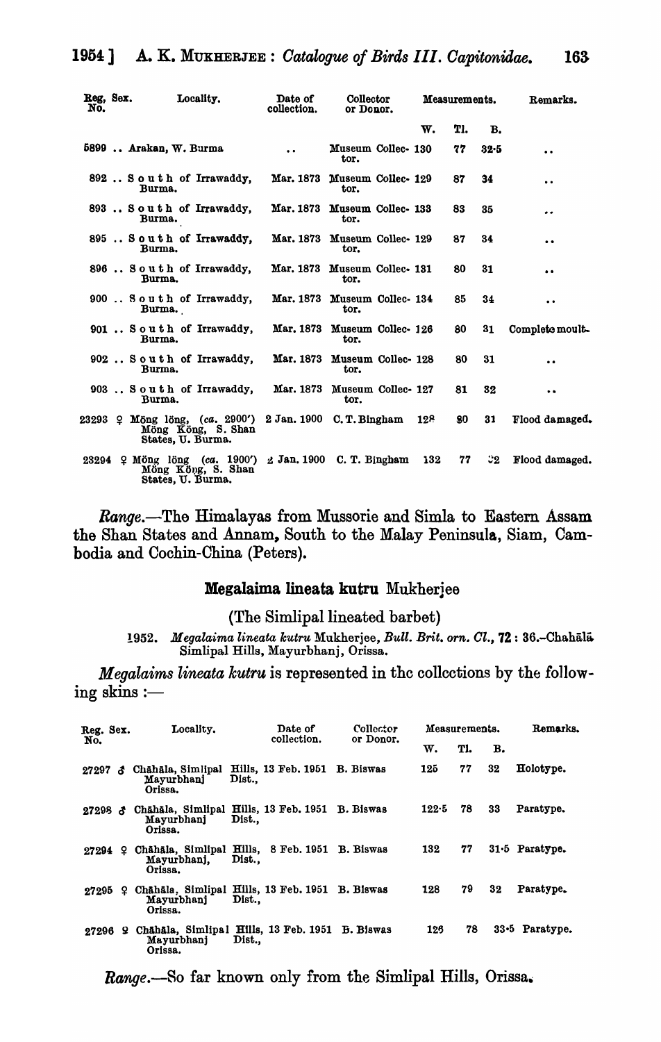| Reg. No. | Sex. | Locality. | Date of collection. | Collector or Donor. | Measurements. | | | Remarks. |
|---|---|---|---|---|---|---|---|---|
| | | | | | W. | Tl. | B. | |
| 5899 | .. | Arakan, W. Burma | .. | Museum Collector. | 130 | 77 | 32·5 | .. |
| 892 | .. | South of Irrawaddy, Burma. | Mar. 1873 | Museum Collector. | 129 | 87 | 34 | .. |
| 893 | .. | South of Irrawaddy, Burma. | Mar. 1873 | Museum Collector. | 133 | 83 | 35 | .. |
| 895 | .. | South of Irrawaddy, Burma. | Mar. 1873 | Museum Collector. | 129 | 87 | 34 | .. |
| 896 | .. | South of Irrawaddy, Burma. | Mar. 1873 | Museum Collector. | 131 | 80 | 31 | .. |
| 900 | .. | South of Irrawaddy, Burma. | Mar. 1873 | Museum Collector. | 134 | 85 | 34 | .. |
| 901 | .. | South of Irrawaddy, Burma. | Mar. 1873 | Museum Collector. | 126 | 80 | 31 | Complete moult. |
| 902 | .. | South of Irrawaddy, Burma. | Mar. 1873 | Museum Collector. | 128 | 80 | 31 | .. |
| 903 | .. | South of Irrawaddy, Burma. | Mar. 1873 | Museum Collector. | 127 | 81 | 32 | .. |
| 23293 | ♀ | Mŏng lŏng, (ca. 2900') Mŏng Kŏng, S. Shan States, U. Burma. | 2 Jan. 1900 | C. T. Bingham | 128 | 80 | 31 | Flood damaged. |
| 23294 | ♀ | Mŏng lŏng (ca. 1900') Mŏng Kŏng, S. Shan States, U. Burma. | 2 Jan. 1900 | C. T. Bingham | 132 | 77 | 32 | Flood damaged. |

*Range*.—The Himalayas from Mussorie and Simla to Eastern Assam the Shan States and Annam, South to the Malay Peninsula, Siam, Cambodia and Cochin-China (Peters).

## Megalaima lineata kutru Mukherjee

### (The Simlipal lineated barbet)

1952. *Megalaima lineata kutru* Mukherjee, *Bull. Brit. orn. Cl.*, **72** : 36.-Chahālā Simlipal Hills, Mayurbhanj, Orissa.

*Megalaims lineata kutru* is represented in the collections by the following skins :—

| Reg. No. | Sex. | Locality. | Date of collection. | Collector or Donor. | Measurements. | | | Remarks. |
|---|---|---|---|---|---|---|---|---|
| | | | | | W. | Tl. | B. | |
| 27297 | ♂ | Chāhāla, Simlipal Hills, Mayurbhanj Dist., Orissa. | 13 Feb. 1951 | B. Biswas | 125 | 77 | 32 | Holotype. |
| 27298 | ♂ | Chāhāla, Simlipal Hills, Mayurbhanj Dist., Orissa. | 13 Feb. 1951 | B. Biswas | 122·5 | 78 | 33 | Paratype. |
| 27294 | ♀ | Chāhāla, Simlipal Hills, Mayurbhanj, Dist., Orissa. | 8 Feb. 1951 | B. Biswas | 132 | 77 | 31·5 | Paratype. |
| 27295 | ♀ | Chāhāla, Simlipal Hills, Mayurbhanj Dist., Orissa. | 13 Feb. 1951 | B. Biswas | 128 | 79 | 32 | Paratype. |
| 27296 | ♀ | Chāhāla, Simlipal Hills, Mayurbhanj Dist., Orissa. | 13 Feb. 1951 | B. Biswas | 126 | 78 | 33·5 | Paratype. |

*Range*.—So far known only from the Simlipal Hills, Orissa.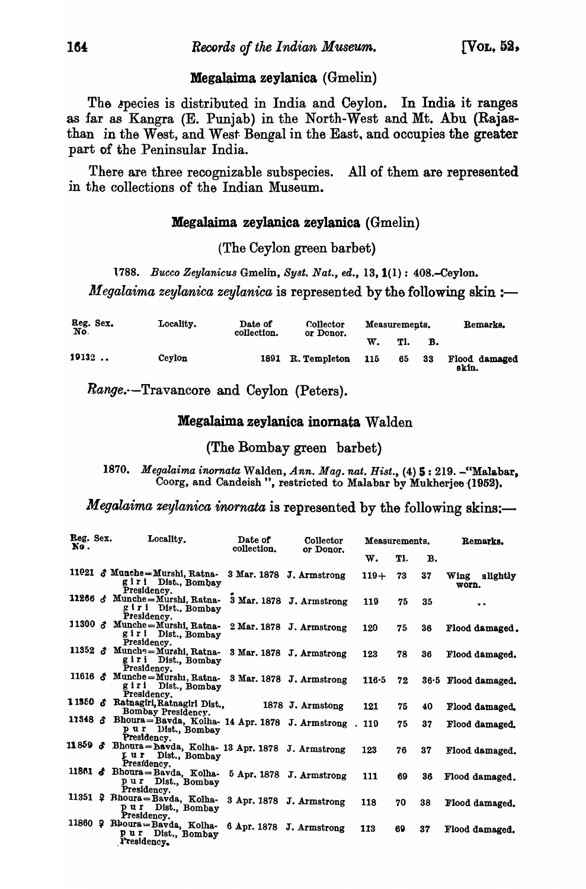## Megalaima zeylanica (Gmelin)

The species is distributed in India and Ceylon. In India it ranges as far as Kangra (E. Punjab) in the North-West and Mt. Abu (Rajasthan in the West, and West Bengal in the East, and occupies the greater part of the Peninsular India.

There are three recognizable subspecies. All of them are represented in the collections of the Indian Museum.

### Megalaima zeylanica zeylanica (Gmelin)

(The Ceylon green barbet)

1788. *Bucco Zeylanicus* Gmelin, *Syst. Nat., ed.*, 13, **1**(1) : 408.–Ceylon.

*Megalaima zeylanica zeylanica* is represented by the following skin :—

| Reg. No. | Sex. | Locality. | Date of collection. | Collector or Donor. | Measurements. | | | Remarks. |
|---|---|---|---|---|---|---|---|---|
| | | | | | W. | Tl. | B. | |
| 19132 | .. | Ceylon | 1891 | R. Templeton | 115 | 65 | 33 | Flood damaged skin. |

*Range.*—Travancore and Ceylon (Peters).

### Megalaima zeylanica inornata Walden

(The Bombay green barbet)

1870. *Megalaima inornata* Walden, *Ann. Mag. nat. Hist.*, (4) **5** : 219. –"Malabar, Coorg, and Candeish ", restricted to Malabar by Mukherjee (1952).

*Megalaima zeylanica inornata* is represented by the following skins:—

| Reg. No. | Sex. | Locality. | Date of collection. | Collector or Donor. | Measurements. | | | Remarks. |
|---|---|---|---|---|---|---|---|---|
| | | | | | W. | Tl. | B. | |
| 11021 | ♂ | Munche=Murshi, Ratnagiri Dist., Bombay Presidency. | 3 Mar. 1878 | J. Armstrong | 119+ | 73 | 37 | Wing slightly worn. |
| 11266 | ♂ | Munche=Murshi, Ratnagiri Dist., Bombay Presidency. | 3 Mar. 1878 | J. Armstrong | 119 | 75 | 35 | .. |
| 11300 | ♂ | Munche=Murshi, Ratnagiri Dist., Bombay Presidency. | 2 Mar. 1878 | J. Armstrong | 120 | 75 | 36 | Flood damaged. |
| 11352 | ♂ | Munche=Murshi, Ratnagiri Dist., Bombay Presidency. | 3 Mar. 1878 | J. Armstrong | 123 | 78 | 36 | Flood damaged. |
| 11616 | ♂ | Munche=Murshi, Ratnagiri Dist., Bombay Presidency. | 3 Mar. 1878 | J. Armstrong | 116·5 | 72 | 36·5 | Flood damaged. |
| 11350 | ♂ | Ratnagiri, Ratnagiri Dist., Bombay Presidency. | 1878 | J. Armstong | 121 | 75 | 40 | Flood damaged. |
| 11348 | ♂ | Bhoura=Bavda, Kolhapur Dist., Bombay Presidency. | 14 Apr. 1878 | J. Armstrong | 119 | 75 | 37 | Flood damaged. |
| 11859 | ♂ | Bhoura=Bavda, Kolhapur Dist., Bombay Presidency. | 13 Apr. 1878 | J. Armstrong | 123 | 76 | 37 | Flood damaged. |
| 11861 | ♂ | Bhoura=Bavda, Kolhapur Dist., Bombay Presidency. | 5 Apr. 1878 | J. Armstrong | 111 | 69 | 36 | Flood damaged. |
| 11351 | ♀ | Bhoura=Bavda, Kolhapur Dist., Bombay Presidency. | 3 Apr. 1878 | J. Armstrong | 118 | 70 | 38 | Flood damaged. |
| 11860 | ♀ | Bhoura=Bavda, Kolhapur Dist., Bombay Presidency. | 6 Apr. 1878 | J. Armstrong | 113 | 69 | 37 | Flood damaged. |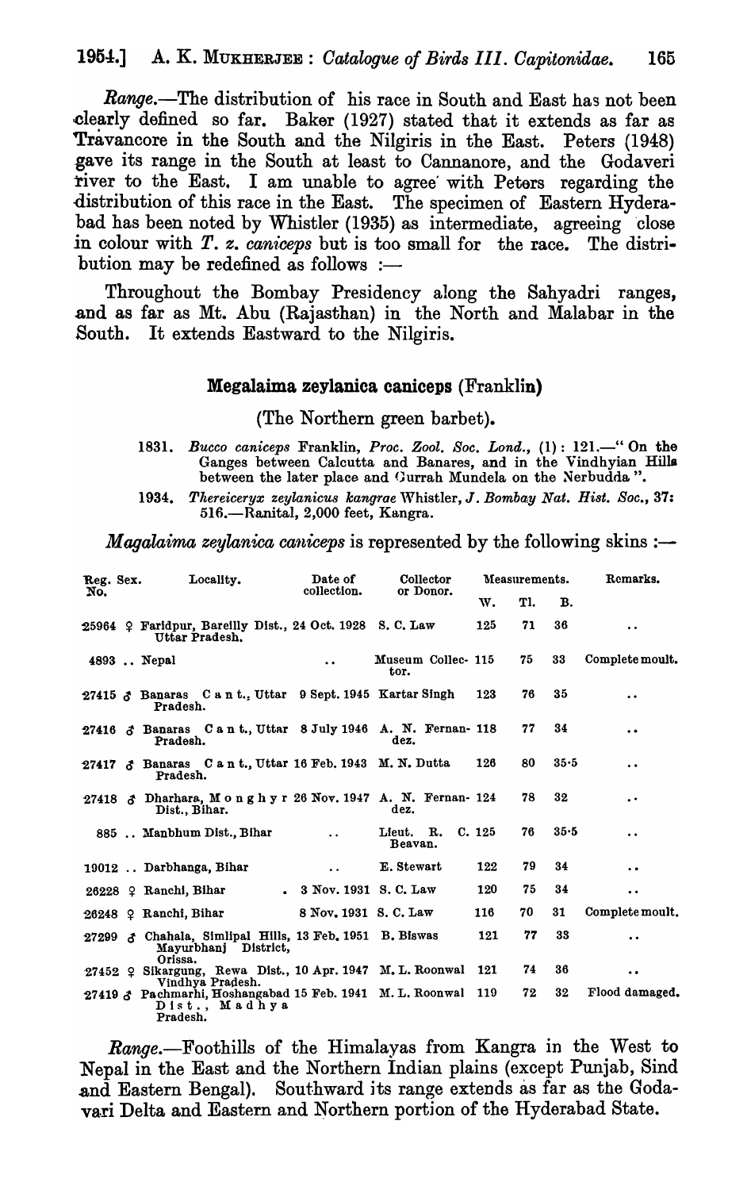*Range*.—The distribution of his race in South and East has not been clearly defined so far. Baker (1927) stated that it extends as far as Travancore in the South and the Nilgiris in the East. Peters (1948) gave its range in the South at least to Cannanore, and the Godaveri river to the East. I am unable to agree with Peters regarding the distribution of this race in the East. The specimen of Eastern Hyderabad has been noted by Whistler (1935) as intermediate, agreeing close in colour with *T. z. caniceps* but is too small for the race. The distribution may be redefined as follows :—

Throughout the Bombay Presidency along the Sahyadri ranges, and as far as Mt. Abu (Rajasthan) in the North and Malabar in the South. It extends Eastward to the Nilgiris.

### Megalaima zeylanica caniceps (Franklin)

(The Northern green barbet).

1831. *Bucco caniceps* Franklin, *Proc. Zool. Soc. Lond.*, (1) : 121.—" On the Ganges between Calcutta and Banares, and in the Vindhyian Hills between the later place and Gurrah Mundela on the Nerbudda ".

1934. *Thereiceryx zeylanicus kangrae* Whistler, *J. Bombay Nat. Hist. Soc.*, 37: 516.—Ranital, 2,000 feet, Kangra.

*Magalaima zeylanica caniceps* is represented by the following skins :—

| Reg. No. | Sex. | Locality. | Date of collection. | Collector or Donor. | Measurements. | | | Remarks. |
|---|---|---|---|---|---|---|---|---|
| | | | | | W. | Tl. | B. | |
| 25964 | ♀ | Faridpur, Bareilly Dist., Uttar Pradesh. | 24 Oct. 1928 | S. C. Law | 125 | 71 | 36 | .. |
| 4893 | .. | Nepal | .. | Museum Collector. | 115 | 75 | 33 | Complete moult. |
| 27415 | ♂ | Banaras Cant., Uttar Pradesh. | 9 Sept. 1945 | Kartar Singh | 123 | 76 | 35 | .. |
| 27416 | ♂ | Banaras Cant., Uttar Pradesh. | 8 July 1946 | A. N. Fernandez. | 118 | 77 | 34 | .. |
| 27417 | ♂ | Banaras Cant., Uttar Pradesh. | 16 Feb. 1943 | M. N. Dutta | 126 | 80 | 35·5 | .. |
| 27418 | ♂ | Dharhara, Monghyr Dist., Bihar. | 26 Nov. 1947 | A. N. Fernandez. | 124 | 78 | 32 | .. |
| 885 | .. | Manbhum Dist., Bihar | .. | Lieut. R. C. Beavan. | 125 | 76 | 35·5 | .. |
| 19012 | .. | Darbhanga, Bihar | .. | E. Stewart | 122 | 79 | 34 | .. |
| 26228 | ♀ | Ranchi, Bihar | 3 Nov. 1931 | S. C. Law | 120 | 75 | 34 | .. |
| 26248 | ♀ | Ranchi, Bihar | 8 Nov. 1931 | S. C. Law | 116 | 70 | 31 | Complete moult. |
| 27299 | ♂ | Chahala, Simlipal Hills, Mayurbhanj District, Orissa. | 13 Feb. 1951 | B. Biswas | 121 | 77 | 33 | .. |
| 27452 | ♀ | Sikargung, Rewa Dist., Vindhya Pradesh. | 10 Apr. 1947 | M. L. Roonwal | 121 | 74 | 36 | .. |
| 27419 | ♂ | Pachmarhi, Hoshangabad Dist., Madhya Pradesh. | 15 Feb. 1941 | M. L. Roonwal | 119 | 72 | 32 | Flood damaged. |

*Range*.—Foothills of the Himalayas from Kangra in the West to Nepal in the East and the Northern Indian plains (except Punjab, Sind and Eastern Bengal). Southward its range extends as far as the Godavari Delta and Eastern and Northern portion of the Hyderabad State.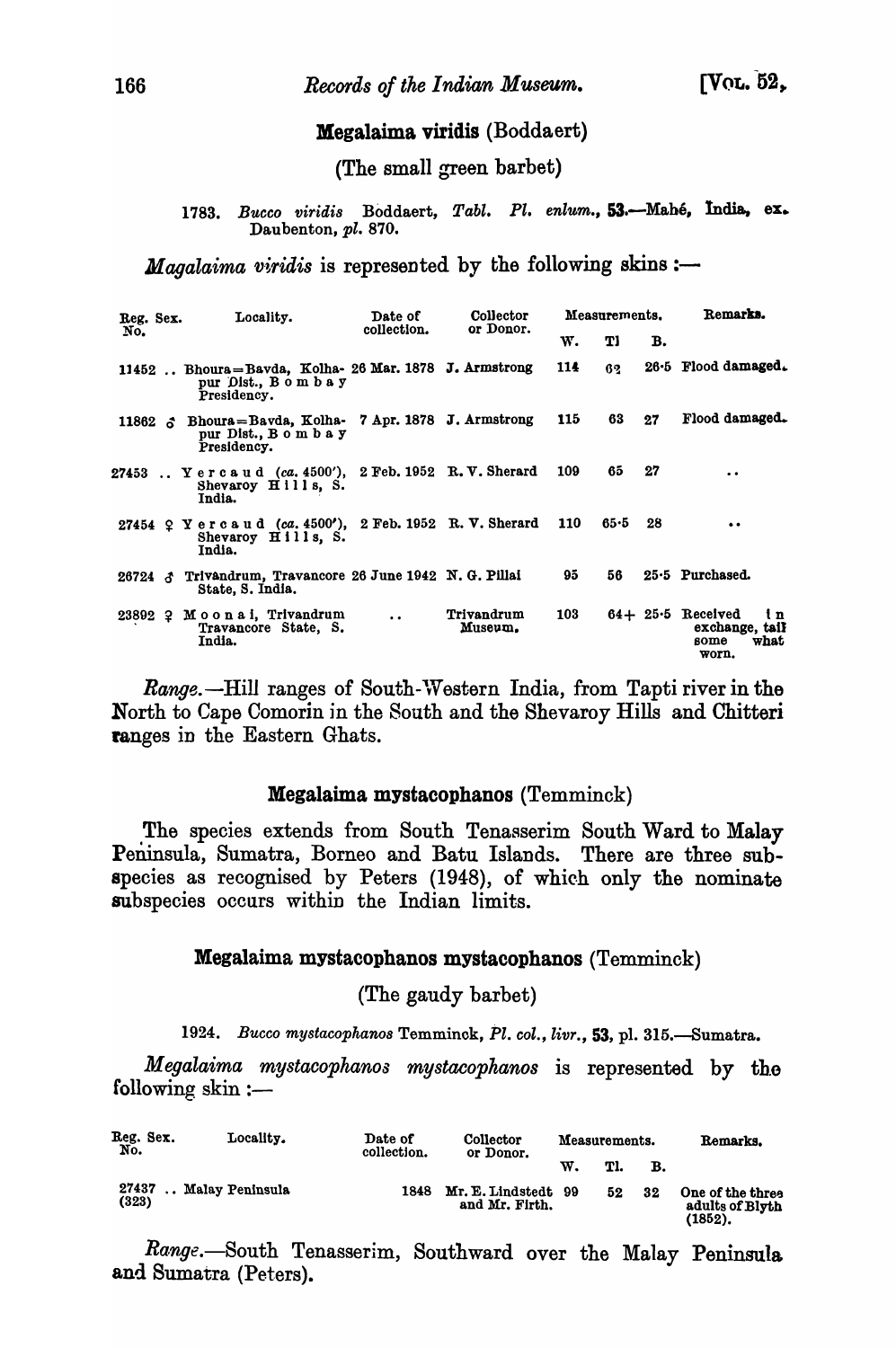### Megalaima viridis (Boddaert)

(The small green barbet)

1783. *Bucco viridis* Boddaert, *Tabl. Pl. enlum.*, **53**.—Mahé, India, ex. Daubenton, *pl.* 870.

*Magalaima viridis* is represented by the following skins :—

| Reg. No. | Sex. | Locality. | Date of collection. | Collector or Donor. | Measurements. | | | Remarks. |
|---|---|---|---|---|---|---|---|---|
| | | | | | W. | Tl | B. | |
| 11452 | .. | Bhoura=Bavda, Kolhapur Dist., Bombay Presidency. | 26 Mar. 1878 | J. Armstrong | 114 | 62 | 26·5 | Flood damaged. |
| 11862 | ♂ | Bhoura=Bavda, Kolhapur Dist., Bombay Presidency. | 7 Apr. 1878 | J. Armstrong | 115 | 63 | 27 | Flood damaged. |
| 27453 | .. | Yercaud (*ca.* 4500'), Shevaroy Hills, S. India. | 2 Feb. 1952 | R. V. Sherard | 109 | 65 | 27 | .. |
| 27454 | ♀ | Yercaud (*ca.* 4500'), Shevaroy Hills, S. India. | 2 Feb. 1952 | R. V. Sherard | 110 | 65·5 | 28 | .. |
| 26724 | ♂ | Trivandrum, Travancore State, S. India. | 26 June 1942 | N. G. Pillai | 95 | 56 | 25·5 | Purchased. |
| 23892 | ♀ | Moonai, Trivandrum Travancore State, S. India. | .. | Trivandrum Museum. | 103 | 64+ | 25·5 | Received in exchange, tail some what worn. |

*Range.*—Hill ranges of South-Western India, from Tapti river in the North to Cape Comorin in the South and the Shevaroy Hills and Chitteri ranges in the Eastern Ghats.

### Megalaima mystacophanos (Temminck)

The species extends from South Tenasserim South Ward to Malay Peninsula, Sumatra, Borneo and Batu Islands. There are three subspecies as recognised by Peters (1948), of which only the nominate subspecies occurs within the Indian limits.

### Megalaima mystacophanos mystacophanos (Temminck)

(The gaudy barbet)

1924. *Bucco mystacophanos* Temminck, *Pl. col., livr.*, **53**, pl. 315.—Sumatra.

*Megalaima mystacophanos mystacophanos* is represented by the following skin :—

| Reg. No. | Sex. | Locality. | Date of collection. | Collector or Donor. | Measurements. | | | Remarks. |
|---|---|---|---|---|---|---|---|---|
| | | | | | W. | Tl. | B. | |
| 27437 (323) | .. | Malay Peninsula | 1848 | Mr. E. Lindstedt and Mr. Firth. | 99 | 52 | 32 | One of the three adults of Blyth (1852). |

*Range.*—South Tenasserim, Southward over the Malay Peninsula and Sumatra (Peters).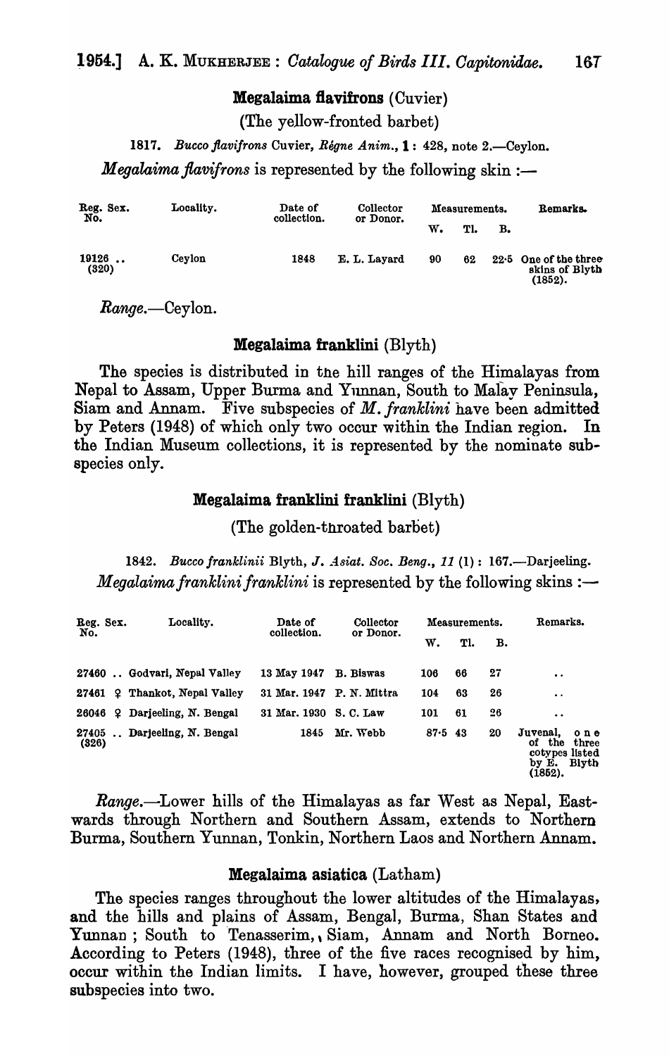### Megalaima flavifrons (Cuvier)

(The yellow-fronted barbet)

1817. *Bucco flavifrons* Cuvier, *Règne Anim.*, **1**: 428, note 2.—Ceylon.

*Megalaima flavifrons* is represented by the following skin :—

| Reg. No. | Sex. | Locality. | Date of collection. | Collector or Donor. | Measurements. W. | Tl. | B. | Remarks. |
|---|---|---|---|---|---|---|---|---|
| 19126 (320) | .. | Ceylon | 1848 | E. L. Layard | 90 | 62 | 22·5 | One of the three skins of Blyth (1852). |

*Range.*—Ceylon.

### Megalaima franklini (Blyth)

The species is distributed in the hill ranges of the Himalayas from Nepal to Assam, Upper Burma and Yunnan, South to Malay Peninsula, Siam and Annam. Five subspecies of *M. franklini* have been admitted by Peters (1948) of which only two occur within the Indian region. In the Indian Museum collections, it is represented by the nominate subspecies only.

### Megalaima franklini franklini (Blyth)

(The golden-throated barbet)

1842. *Bucco franklinii* Blyth, *J. Asiat. Soc. Beng.*, *11* (1): 167.—Darjeeling.

*Megalaima franklini franklini* is represented by the following skins :—

| Reg. No. | Sex. | Locality. | Date of collection. | Collector or Donor. | Measurements. W. | Tl. | B. | Remarks. |
|---|---|---|---|---|---|---|---|---|
| 27460 | .. | Godvari, Nepal Valley | 13 May 1947 | B. Biswas | 106 | 66 | 27 | .. |
| 27461 | ♀ | Thankot, Nepal Valley | 31 Mar. 1947 | P. N. Mittra | 104 | 63 | 26 | .. |
| 26046 | ♀ | Darjeeling, N. Bengal | 31 Mar. 1930 | S. C. Law | 101 | 61 | 26 | .. |
| 27405 (326) | .. | Darjeeling, N. Bengal | 1845 | Mr. Webb | 87·5 | 43 | 20 | Juvenal, one of the three cotypes listed by E. Blyth (1852). |

*Range.*—Lower hills of the Himalayas as far West as Nepal, Eastwards through Northern and Southern Assam, extends to Northern Burma, Southern Yunnan, Tonkin, Northern Laos and Northern Annam.

### Megalaima asiatica (Latham)

The species ranges throughout the lower altitudes of the Himalayas, and the hills and plains of Assam, Bengal, Burma, Shan States and Yunnan ; South to Tenasserim, Siam, Annam and North Borneo. According to Peters (1948), three of the five races recognised by him, occur within the Indian limits. I have, however, grouped these three subspecies into two.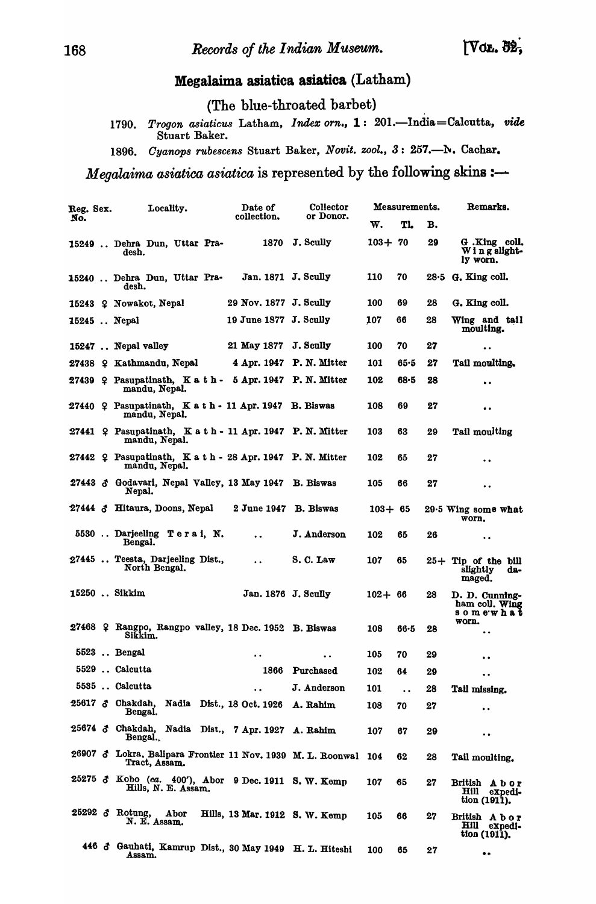## Megalaima asiatica asiatica (Latham)

(The blue-throated barbet)

1790. *Trogon asiaticus* Latham, *Index orn.*, **1**: 201.—India=Calcutta, *vide* Stuart Baker.

1896. *Cyanops rubescens* Stuart Baker, *Novit. zool.*, *3*: 257.—N. Cachar.

*Megalaima asiatica asiatica* is represented by the following skins :—

| Reg. No. | Sex. | Locality. | Date of collection. | Collector or Donor. | Measurements. | | | Remarks. |
|---|---|---|---|---|---|---|---|---|
| | | | | | W. | Tl. | B. | |
| 15249 | .. | Dehra Dun, Uttar Pradesh. | 1870 | J. Scully | 103+ | 70 | 29 | G. King coll. Wing slightly worn. |
| 15240 | .. | Dehra Dun, Uttar Pradesh. | Jan. 1871 | J. Scully | 110 | 70 | 28·5 | G. King coll. |
| 15243 | ♀ | Nowakot, Nepal | 29 Nov. 1877 | J. Scully | 100 | 69 | 28 | G. King coll. |
| 15245 | .. | Nepal | 19 June 1877 | J. Scully | 107 | 66 | 28 | Wing and tail moulting. |
| 15247 | .. | Nepal valley | 21 May 1877 | J. Scully | 100 | 70 | 27 | .. |
| 27438 | ♀ | Kathmandu, Nepal | 4 Apr. 1947 | P. N. Mitter | 101 | 65·5 | 27 | Tail moulting. |
| 27439 | ♀ | Pasupatinath, Kathmandu, Nepal. | 5 Apr. 1947 | P. N. Mitter | 102 | 68·5 | 28 | .. |
| 27440 | ♀ | Pasupatinath, Kathmandu, Nepal. | 11 Apr. 1947 | B. Biswas | 108 | 69 | 27 | .. |
| 27441 | ♀ | Pasupatinath, Kathmandu, Nepal. | 11 Apr. 1947 | P. N. Mitter | 103 | 63 | 29 | Tail moulting |
| 27442 | ♀ | Pasupatinath, Kathmandu, Nepal. | 28 Apr. 1947 | P. N. Mitter | 102 | 65 | 27 | .. |
| 27443 | ♂ | Godavari, Nepal Valley, Nepal. | 13 May 1947 | B. Biswas | 105 | 66 | 27 | .. |
| 27444 | ♂ | Hitaura, Doons, Nepal | 2 June 1947 | B. Biswas | 103+ | 65 | 29·5 | Wing some what worn. |
| 5530 | .. | Darjeeling Terai, N. Bengal. | .. | J. Anderson | 102 | 65 | 26 | .. |
| 27445 | .. | Teesta, Darjeeling Dist., North Bengal. | .. | S. C. Law | 107 | 65 | 25+ | Tip of the bill slightly damaged. |
| 15250 | .. | Sikkim | Jan. 1876 | J. Scully | 102+ | 66 | 28 | D. D. Cunningham coll. Wing somewhat worn. |
| 27468 | ♀ | Rangpo, Rangpo valley, Sikkim. | 18 Dec. 1952 | B. Biswas | 108 | 66·5 | 28 | .. |
| 5523 | .. | Bengal | .. | .. | 105 | 70 | 29 | .. |
| 5529 | .. | Calcutta | 1866 | Purchased | 102 | 64 | 29 | .. |
| 5535 | .. | Calcutta | .. | J. Anderson | 101 | .. | 28 | Tail missing. |
| 25617 | ♂ | Chakdah, Nadia Dist., Bengal. | 18 Oct. 1926 | A. Rahim | 108 | 70 | 27 | .. |
| 25674 | ♂ | Chakdah, Nadia Dist., Bengal. | 7 Apr. 1927 | A. Rahim | 107 | 67 | 29 | .. |
| 26907 | ♂ | Lokra, Balipara Frontier Tract, Assam. | 11 Nov. 1939 | M. L. Roonwal | 104 | 62 | 28 | Tail moulting. |
| 25275 | ♂ | Kobo (*ca.* 400'), Abor Hills, N. E. Assam. | 9 Dec. 1911 | S. W. Kemp | 107 | 65 | 27 | British Abor Hill expedition (1911). |
| 25292 | ♂ | Rotung, Abor Hills, N. E. Assam. | 13 Mar. 1912 | S. W. Kemp | 105 | 66 | 27 | British Abor Hill expedition (1911). |
| 446 | ♂ | Gauhati, Kamrup Dist., Assam. | 30 May 1949 | H. L. Hiteshi | 100 | 65 | 27 | .. |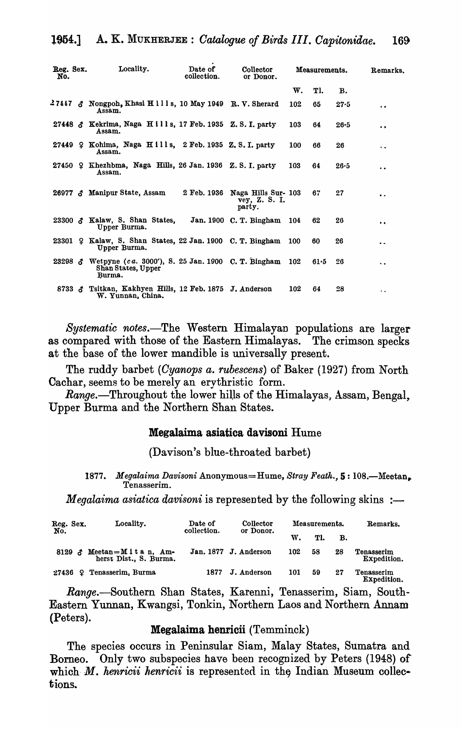| Reg. No. | Sex. | Locality. | Date of collection. | Collector or Donor. | Measurements. | | | Remarks. |
|---|---|---|---|---|---|---|---|---|
| | | | | | W. | Tl. | B. | |
| 27447 | ♂ | Nongpoh, Khasi Hills, Assam. | 10 May 1949 | R. V. Sherard | 102 | 65 | 27·5 | .. |
| 27448 | ♂ | Kekrima, Naga Hills, Assam. | 17 Feb. 1935 | Z. S. I. party | 103 | 64 | 26·5 | .. |
| 27449 | ♀ | Kohima, Naga Hills, Assam. | 2 Feb. 1935 | Z. S. I. party | 100 | 66 | 26 | .. |
| 27450 | ♀ | Khezhbma, Naga Hills, Assam. | 26 Jan. 1936 | Z. S. I. party | 103 | 64 | 26·5 | .. |
| 26977 | ♂ | Manipur State, Assam | 2 Feb. 1936 | Naga Hills Survey, Z. S. I. party. | 103 | 67 | 27 | .. |
| 23300 | ♂ | Kalaw, S. Shan States, Upper Burma. | Jan. 1900 | C. T. Bingham | 104 | 62 | 26 | .. |
| 23301 | ♀ | Kalaw, S. Shan States, Upper Burma. | 22 Jan. 1900 | C. T. Bingham | 100 | 60 | 26 | .. |
| 23298 | ♂ | Wetpyne (*ca.* 3000'), S. Shan States, Upper Burma. | 25 Jan. 1900 | C. T. Bingham | 102 | 61·5 | 26 | .. |
| 8733 | ♂ | Tsitkan, Kakhyen Hills, W. Yunnan, China. | 12 Feb. 1875 | J. Anderson | 102 | 64 | 28 | .. |

*Systematic notes*.—The Western Himalayan populations are larger as compared with those of the Eastern Himalayas. The crimson specks at the base of the lower mandible is universally present.

The ruddy barbet (*Cyanops a. rubescens*) of Baker (1927) from North Cachar, seems to be merely an erythristic form.

*Range*.—Throughout the lower hills of the Himalayas, Assam, Bengal, Upper Burma and the Northern Shan States.

### Megalaima asiatica davisoni Hume

(Davison's blue-throated barbet)

1877. *Megalaima Davisoni* Anonymous=Hume, *Stray Feath.*, **5** : 108.—Meetan, Tenasserim.

*Megalaima asiatica davisoni* is represented by the following skins :—

| Reg. No. | Sex. | Locality. | Date of collection. | Collector or Donor. | Measurements. | | | Remarks. |
|---|---|---|---|---|---|---|---|---|
| | | | | | W. | Tl. | B. | |
| 8129 | ♂ | Meetan=Mitan, Amherst Dist., S. Burma. | Jan. 1877 | J. Anderson | 102 | 58 | 28 | Tenasserim Expedition. |
| 27436 | ♀ | Tenasserim, Burma | 1877 | J. Anderson | 101 | 59 | 27 | Tenasserim Expedition. |

*Range*.—Southern Shan States, Karenni, Tenasserim, Siam, South-Eastern Yunnan, Kwangsi, Tonkin, Northern Laos and Northern Annam (Peters).

### Megalaima henricii (Temminck)

The species occurs in Peninsular Siam, Malay States, Sumatra and Borneo. Only two subspecies have been recognized by Peters (1948) of which *M. henricii henricii* is represented in the Indian Museum collections.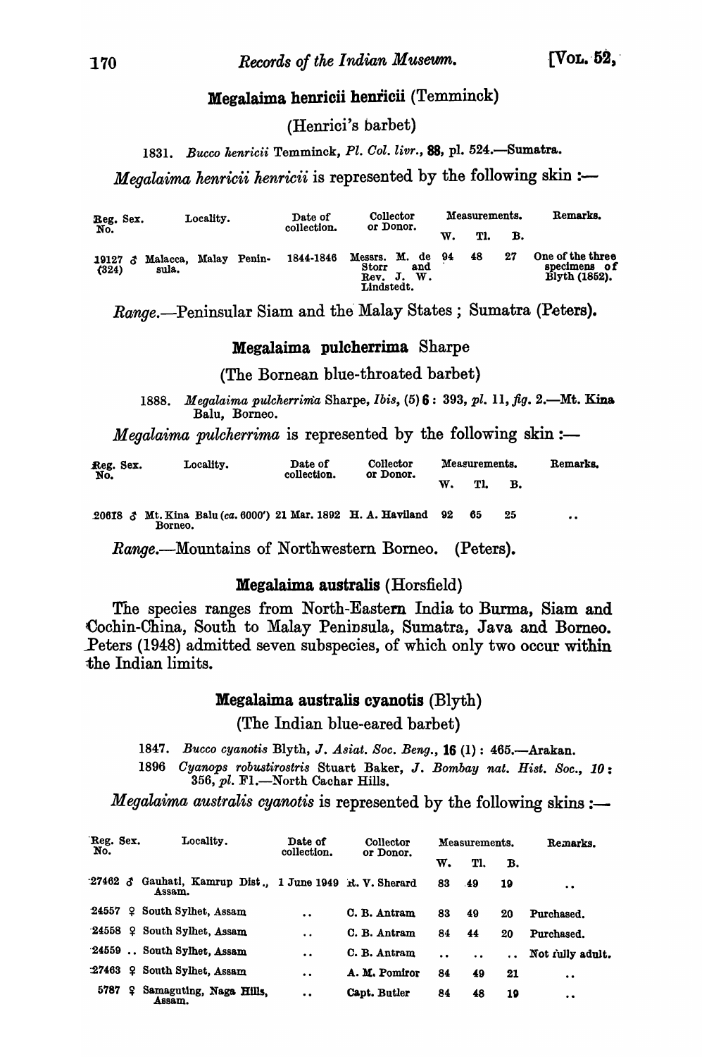### Megalaima henricii henricii (Temminck)

(Henrici's barbet)

1831. *Bucco henricii* Temminck, *Pl. Col. livr.*, **88**, pl. 524.—Sumatra.

*Megalaima henricii henricii* is represented by the following skin :—

| Reg. No. | Sex. | Locality. | Date of collection. | Collector or Donor. | Measurements. | | | Remarks. |
|---|---|---|---|---|---|---|---|---|
| | | | | | W. | Tl. | B. | |
| 19127 (324) | ♂ | Malacca, Malay Peninsula. | 1844-1846 | Messrs. M. de Storr and Rev. J. W. Lindstedt. | 94 | 48 | 27 | One of the three specimens of Blyth (1852). |

*Range.*—Peninsular Siam and the Malay States ; Sumatra (Peters).

### Megalaima pulcherrima Sharpe

(The Bornean blue-throated barbet)

1888. *Megalaima pulcherrima* Sharpe, *Ibis*, (5) **6** : 393, *pl.* 11, *fig.* 2.—Mt. Kina Balu, Borneo.

*Megalaima pulcherrima* is represented by the following skin :—

| Reg. No. | Sex. | Locality. | Date of collection. | Collector or Donor. | Measurements. | | | Remarks. |
|---|---|---|---|---|---|---|---|---|
| | | | | | W. | Tl. | B. | |
| 20618 | ♂ | Mt. Kina Balu (*ca.* 6000') Borneo. | 21 Mar. 1892 | H. A. Haviland | 92 | 65 | 25 | .. |

*Range.*—Mountains of Northwestern Borneo. (Peters).

### Megalaima australis (Horsfield)

The species ranges from North-Eastern India to Burma, Siam and Cochin-China, South to Malay Peninsula, Sumatra, Java and Borneo. Peters (1948) admitted seven subspecies, of which only two occur within the Indian limits.

### Megalaima australis cyanotis (Blyth)

(The Indian blue-eared barbet)

1847. *Bucco cyanotis* Blyth, *J. Asiat. Soc. Beng.*, **16** (1) : 465.—Arakan.

1896 *Cyanops robustirostris* Stuart Baker, *J. Bombay nat. Hist. Soc.*, **10** : 356, *pl.* F1.—North Cachar Hills.

*Megalaima australis cyanotis* is represented by the following skins :—

| Reg. No. | Sex. | Locality. | Date of collection. | Collector or Donor. | Measurements. | | | Remarks. |
|---|---|---|---|---|---|---|---|---|
| | | | | | W. | Tl. | B. | |
| 27462 | ♂ | Gauhati, Kamrup Dist., Assam. | 1 June 1949 | R. V. Sherard | 83 | 49 | 19 | .. |
| 24557 | ♀ | South Sylhet, Assam | .. | C. B. Antram | 83 | 49 | 20 | Purchased. |
| 24558 | ♀ | South Sylhet, Assam | .. | C. B. Antram | 84 | 44 | 20 | Purchased. |
| 24559 | .. | South Sylhet, Assam | .. | C. B. Antram | .. | .. | .. | Not fully adult. |
| 27463 | ♀ | South Sylhet, Assam | .. | A. M. Pomiror | 84 | 49 | 21 | .. |
| 5787 | ♀ | Samaguting, Naga Hills, Assam. | .. | Capt. Butler | 84 | 48 | 19 | .. |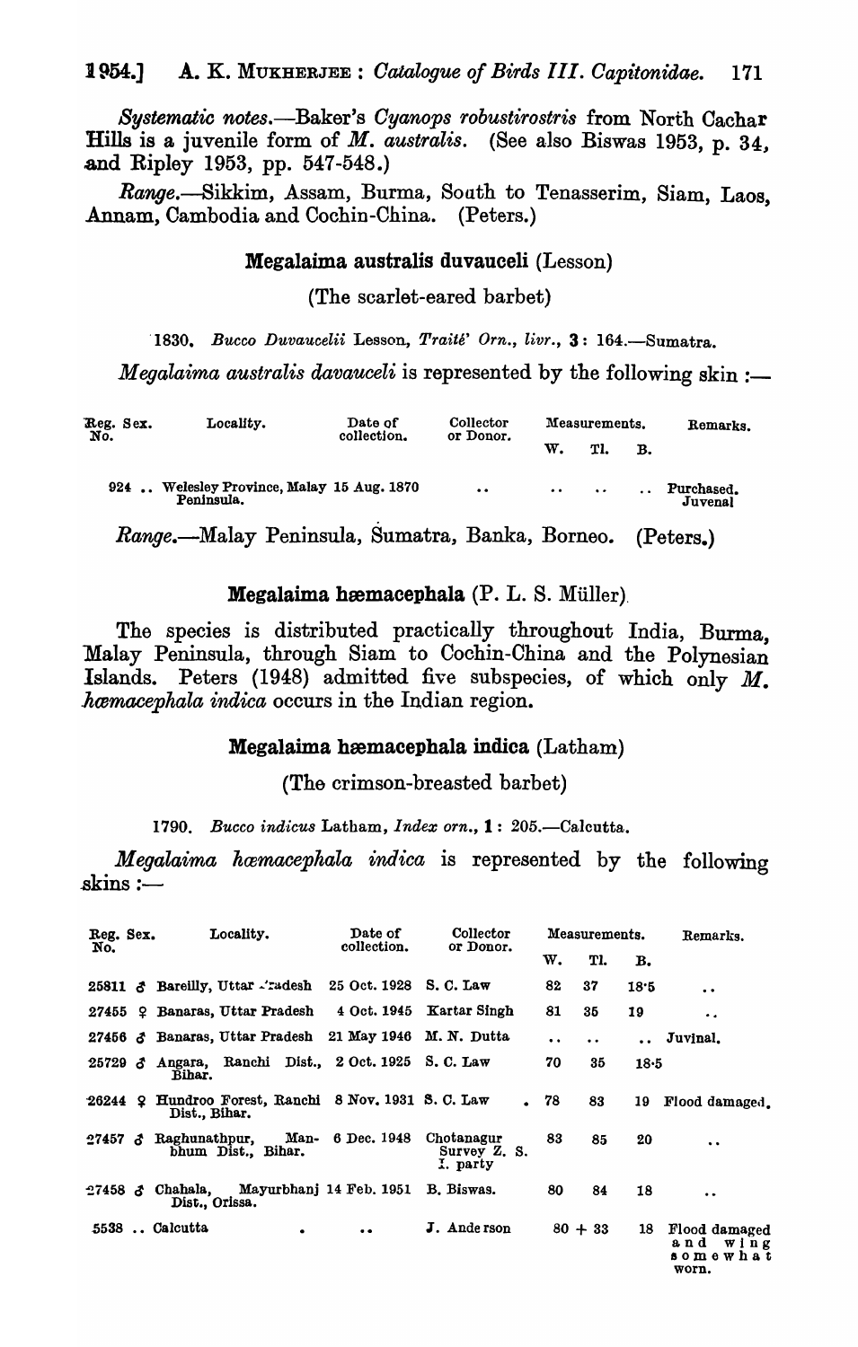*Systematic notes.*—Baker's *Cyanops robustirostris* from North Cachar Hills is a juvenile form of *M. australis*. (See also Biswas 1953, p. 34, and Ripley 1953, pp. 547-548.)

*Range.*—Sikkim, Assam, Burma, South to Tenasserim, Siam, Laos, Annam, Cambodia and Cochin-China. (Peters.)

### Megalaima australis duvauceli (Lesson)

(The scarlet-eared barbet)

1830. *Bucco Duvaucelii* Lesson, *Traité Orn., livr.*, **3**: 164.—Sumatra.

*Megalaima australis davauceli* is represented by the following skin :—

| Reg. No. | Sex. | Locality. | Date of collection. | Collector or Donor. | Measurements. W. | Tl. | B. | Remarks. |
|---|---|---|---|---|---|---|---|---|
| 924 | .. | Welesley Province, Malay Peninsula. | 15 Aug. 1870 | .. | .. | .. | .. | Purchased. Juvenal |

*Range.*—Malay Peninsula, Sumatra, Banka, Borneo. (Peters.)

### Megalaima hæmacephala (P. L. S. Müller)

The species is distributed practically throughout India, Burma, Malay Peninsula, through Siam to Cochin-China and the Polynesian Islands. Peters (1948) admitted five subspecies, of which only *M. hæmacephala indica* occurs in the Indian region.

### Megalaima hæmacephala indica (Latham)

(The crimson-breasted barbet)

1790. *Bucco indicus* Latham, *Index orn.*, **1**: 205.—Calcutta.

*Megalaima hæmacephala indica* is represented by the following skins :—

| Reg. No. | Sex. | Locality. | Date of collection. | Collector or Donor. | Measurements. W. | Tl. | B. | Remarks. |
|---|---|---|---|---|---|---|---|---|
| 25811 | ♂ | Bareilly, Uttar Pradesh | 25 Oct. 1928 | S. C. Law | 82 | 37 | 18·5 | .. |
| 27455 | ♀ | Banaras, Uttar Pradesh | 4 Oct. 1945 | Kartar Singh | 81 | 35 | 19 | .. |
| 27456 | ♂ | Banaras, Uttar Pradesh | 21 May 1946 | M. N. Dutta | .. | .. | .. | Juvinal. |
| 25729 | ♂ | Angara, Ranchi Dist., Bihar. | 2 Oct. 1925 | S. C. Law | 70 | 35 | 18·5 | |
| 26244 | ♀ | Hundroo Forest, Ranchi Dist., Bihar. | 8 Nov. 1931 | S. C. Law | 78 | 83 | 19 | Flood damaged. |
| 27457 | ♂ | Raghunathpur, Manbhum Dist., Bihar. | 6 Dec. 1948 | Chotanagur Survey Z. S. I. party | 83 | 85 | 20 | .. |
| 27458 | ♂ | Chahala, Mayurbhanj Dist., Orissa. | 14 Feb. 1951 | B. Biswas. | 80 | 84 | 18 | .. |
| 5538 | .. | Calcutta | .. | J. Anderson | 80 + 33 | | 18 | Flood damaged and wing somewhat worn. |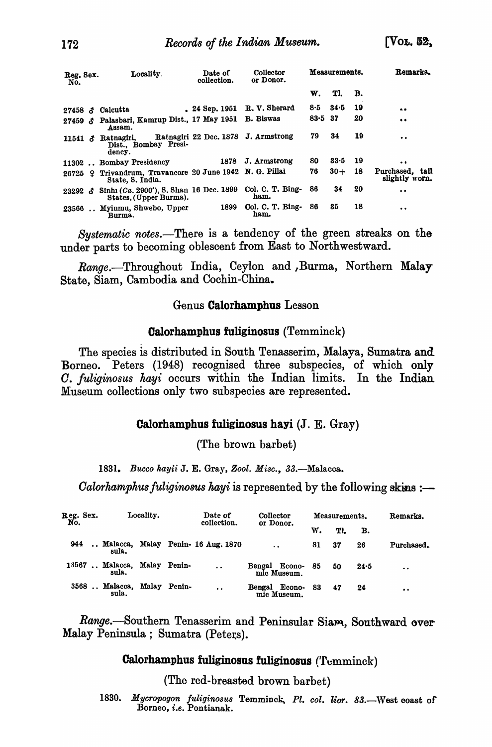| Reg. No. | Sex. | Locality. | Date of collection. | Collector or Donor. | Measurements. | | | Remarks. |
|---|---|---|---|---|---|---|---|---|
| | | | | | W. | Tl. | B. | |
| 27458 | ♂ | Calcutta | 24 Sep. 1951 | R. V. Sherard | 8·5 | 34·5 | 19 | .. |
| 27459 | ♂ | Palasbari, Kamrup Dist., Assam. | 17 May 1951 | B. Biswas | 83·5 | 37 | 20 | .. |
| 11541 | ♂ | Ratnagiri, Ratnagiri Dist., Bombay Presidency. | 22 Dec. 1878 | J. Armstrong | 79 | 34 | 19 | .. |
| 11302 | .. | Bombay Presidency | 1878 | J. Armstrong | 80 | 33·5 | 19 | .. |
| 26725 | ♀ | Trivandrum, Travancore State, S. India. | 20 June 1942 | N. G. Pillai | 76 | 30+ | 18 | Purchased, tail slightly worn. |
| 23292 | ♂ | Sinhi (*Ca.* 2900'), S. Shan States, (Upper Burma). | 16 Dec. 1899 | Col. C. T. Bingham. | 86 | 34 | 20 | .. |
| 23566 | .. | Myinmu, Shwebo, Upper Burma. | 1899 | Col. C. T. Bingham. | 86 | 35 | 18 | .. |

*Systematic notes.*—There is a tendency of the green streaks on the under parts to becoming oblescent from East to Northwestward.

*Range.*—Throughout India, Ceylon and ,Burma, Northern Malay State, Siam, Cambodia and Cochin-China.

## Genus **Calorhamphus** Lesson

### **Calorhamphus fuliginosus** (Temminck)

The species is distributed in South Tenasserim, Malaya, Sumatra and Borneo. Peters (1948) recognised three subspecies, of which only *C. fuliginosus hayi* occurs within the Indian limits. In the Indian Museum collections only two subspecies are represented.

### **Calorhamphus fuliginosus hayi** (J. E. Gray)

(The brown barbet)

1831. *Bucco hayii* J. E. Gray, *Zool. Misc.*, *33*.—Malacca.

*Calorhamphus fuliginosus hayi* is represented by the following skins :—

| Reg. No. | Sex. | Locality. | Date of collection. | Collector or Donor. | Measurements. | | | Remarks. |
|---|---|---|---|---|---|---|---|---|
| | | | | | W. | Tl. | B. | |
| 944 | .. | Malacca, Malay Peninsula. | 16 Aug. 1870 | .. | 81 | 37 | 26 | Purchased. |
| 13567 | .. | Malacca, Malay Peninsula. | .. | Bengal Economic Museum. | 85 | 50 | 24·5 | .. |
| 3568 | .. | Malacca, Malay Peninsula. | .. | Bengal Economic Museum. | 83 | 47 | 24 | .. |

*Range.*—Southern Tenasserim and Peninsular Siam, Southward over Malay Peninsula ; Sumatra (Peters).

### **Calorhamphus fuliginosus fuliginosus** (Temminck)

(The red-breasted brown barbet)

1830. *Mycropogon fuliginosus* Temminck, *Pl. col. lior. 83*.—West coast of Borneo, *i.e.* Pontianak.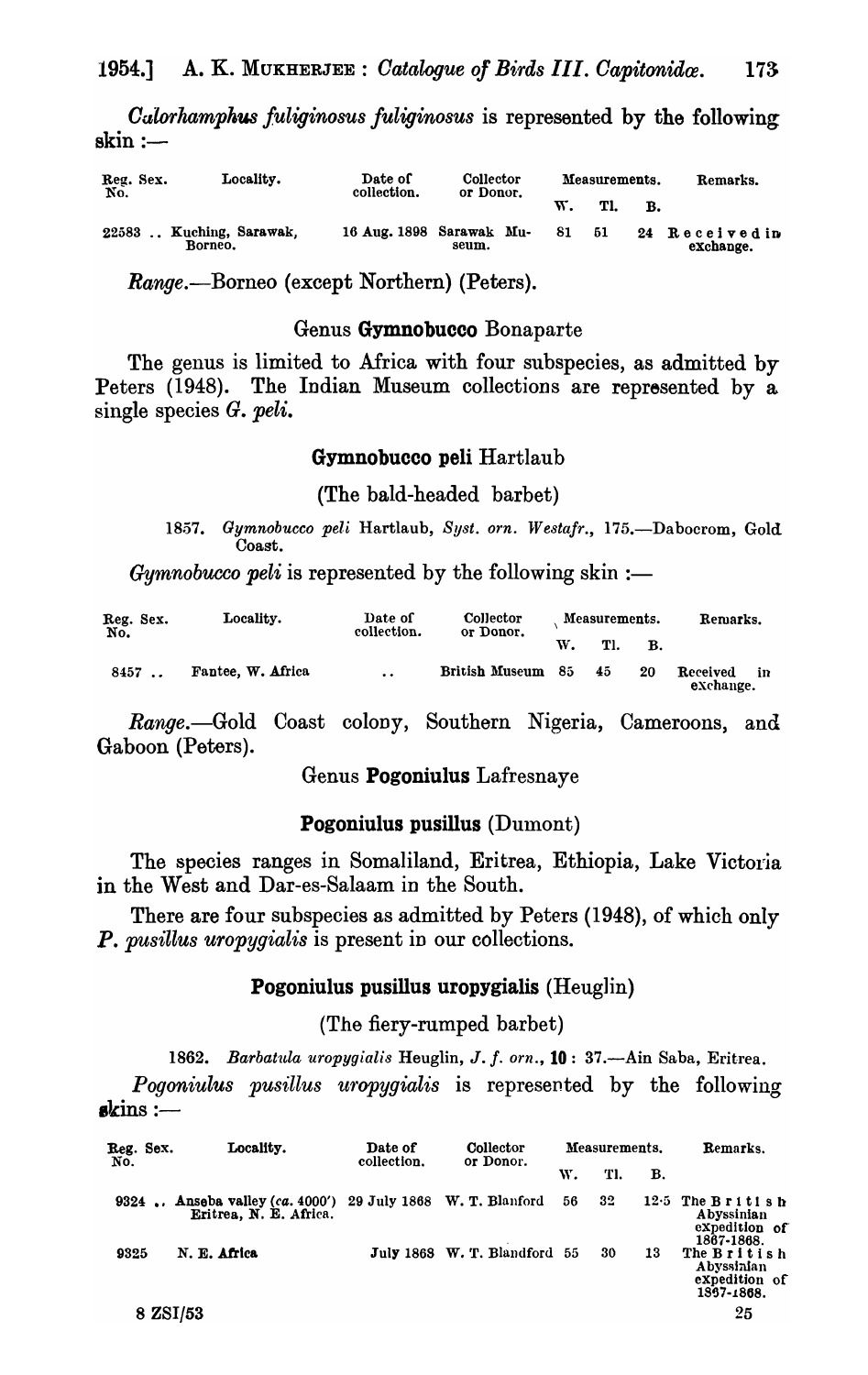*Calorhamphus fuliginosus fuliginosus* is represented by the following skin :—

| Reg. No. | Sex. | Locality. | Date of collection. | Collector or Donor. | Measurements. | | | Remarks. |
|---|---|---|---|---|---|---|---|---|
| | | | | | W. | Tl. | B. | |
| 22583 | .. | Kuching, Sarawak, Borneo. | 16 Aug. 1898 | Sarawak Museum. | 81 | 51 | 24 | Received in exchange. |

*Range*.—Borneo (except Northern) (Peters).

### Genus **Gymnobucco** Bonaparte

The genus is limited to Africa with four subspecies, as admitted by Peters (1948). The Indian Museum collections are represented by a single species *G. peli*.

### **Gymnobucco peli** Hartlaub

(The bald-headed barbet)

1857. *Gymnobucco peli* Hartlaub, *Syst. orn. Westafr.*, 175.—Dabocrom, Gold Coast.

*Gymnobucco peli* is represented by the following skin :—

| Reg. No. | Sex. | Locality. | Date of collection. | Collector or Donor. | Measurements. | | | Remarks. |
|---|---|---|---|---|---|---|---|---|
| | | | | | W. | Tl. | B. | |
| 8457 | .. | Fantee, W. Africa | .. | British Museum | 85 | 45 | 20 | Received in exchange. |

*Range*.—Gold Coast colony, Southern Nigeria, Cameroons, and Gaboon (Peters).

### Genus **Pogoniulus** Lafresnaye

### **Pogoniulus pusillus** (Dumont)

The species ranges in Somaliland, Eritrea, Ethiopia, Lake Victoria in the West and Dar-es-Salaam in the South.

There are four subspecies as admitted by Peters (1948), of which only *P. pusillus uropygialis* is present in our collections.

### **Pogoniulus pusillus uropygialis** (Heuglin)

(The fiery-rumped barbet)

1862. *Barbatula uropygialis* Heuglin, *J. f. orn.*, **10** : 37.—Ain Saba, Eritrea.

*Pogoniulus pusillus uropygialis* is represented by the following skins :—

| Reg. No. | Sex. | Locality. | Date of collection. | Collector or Donor. | Measurements. | | | Remarks. |
|---|---|---|---|---|---|---|---|---|
| | | | | | W. | Tl. | B. | |
| 9324 | .. | Anseba valley (ca. 4000′) Eritrea, N. E. Africa. | 29 July 1868 | W. T. Blanford | 56 | 32 | 12·5 | The British Abyssinian expedition of 1867-1868. |
| 9325 | | N. E. Africa | July 1868 | W. T. Blandford | 55 | 30 | 13 | The British Abyssinian expedition of 1867-1868. |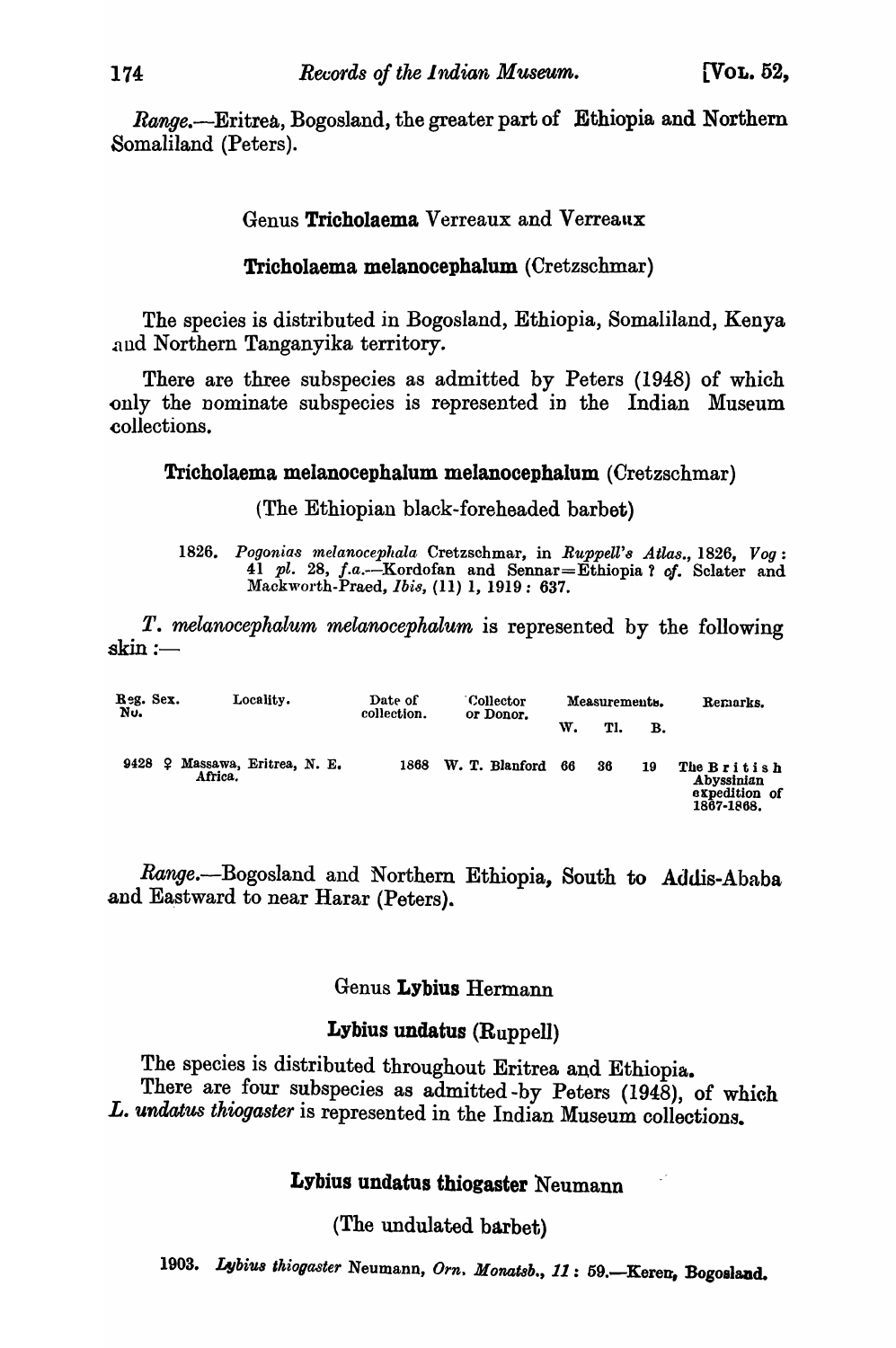*Range.*—Eritrea, Bogosland, the greater part of Ethiopia and Northern Somaliland (Peters).

## Genus **Tricholaema** Verreaux and Verreaux

### **Tricholaema melanocephalum** (Cretzschmar)

The species is distributed in Bogosland, Ethiopia, Somaliland, Kenya and Northern Tanganyika territory.

There are three subspecies as admitted by Peters (1948) of which only the nominate subspecies is represented in the Indian Museum collections.

### **Tricholaema melanocephalum melanocephalum** (Cretzschmar)

(The Ethiopian black-foreheaded barbet)

1826. *Pogonias melanocephala* Cretzschmar, in *Ruppell's Atlas.*, 1826, *Vog:* 41 *pl.* 28, *f.a.*—Kordofan and Sennar=Ethiopia ? *cf.* Sclater and Mackworth-Praed, *Ibis*, (11) 1, 1919: 637.

*T. melanocephalum melanocephalum* is represented by the following skin :—

| Reg. No. | Sex. | Locality. | Date of collection. | Collector or Donor. | Measurements. W. | Tl. | B. | Remarks. |
|---|---|---|---|---|---|---|---|---|
| 9428 | ♀ | Massawa, Eritrea, N. E. Africa. | 1868 | W. T. Blanford | 66 | 36 | 19 | The British Abyssinian expedition of 1867-1868. |

*Range.*—Bogosland and Northern Ethiopia, South to Addis-Ababa and Eastward to near Harar (Peters).

## Genus **Lybius** Hermann

### **Lybius undatus** (Ruppell)

The species is distributed throughout Eritrea and Ethiopia.

There are four subspecies as admitted by Peters (1948), of which *L. undatus thiogaster* is represented in the Indian Museum collections.

### **Lybius undatus thiogaster** Neumann

(The undulated barbet)

1903. *Lybius thiogaster* Neumann, *Orn. Monatsb.*, *11*: 59.—**Keren, Bogosland.**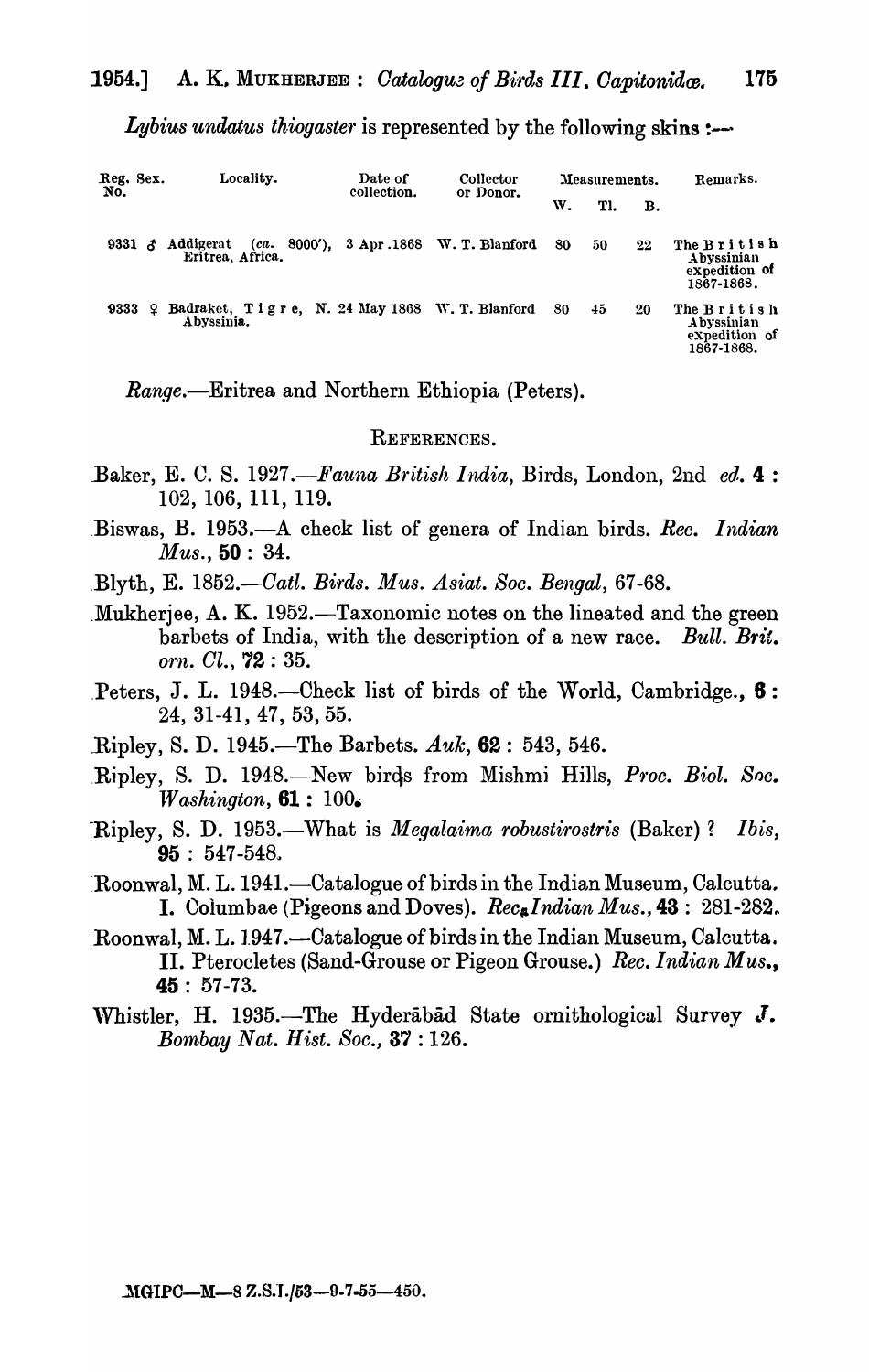*Lybius undatus thiogaster* is represented by the following skins :—

| Reg. No. | Sex. | Locality. | Date of collection. | Collector or Donor. | Measurements. | | | Remarks. |
|---|---|---|---|---|---|---|---|---|
| | | | | | W. | Tl. | B. | |
| 9331 | ♂ | Addigerat (*ca.* 8000'), Eritrea, Africa. | 3 Apr. 1868 | W. T. Blanford | 80 | 50 | 22 | The British Abyssinian expedition of 1867-1868. |
| 9333 | ♀ | Badraket, Tigre, N. Abyssinia. | 24 May 1868 | W. T. Blanford | 80 | 45 | 20 | The British Abyssinian expedition of 1867-1868. |

*Range.*—Eritrea and Northern Ethiopia (Peters).

## REFERENCES.

Baker, E. C. S. 1927.—*Fauna British India*, Birds, London, 2nd *ed.* **4** : 102, 106, 111, 119.

Biswas, B. 1953.—A check list of genera of Indian birds. *Rec. Indian Mus.*, **50** : 34.

Blyth, E. 1852.—*Catl. Birds. Mus. Asiat. Soc. Bengal*, 67-68.

Mukherjee, A. K. 1952.—Taxonomic notes on the lineated and the green barbets of India, with the description of a new race. *Bull. Brit. orn. Cl.*, **72** : 35.

Peters, J. L. 1948.—Check list of birds of the World, Cambridge., **6** : 24, 31-41, 47, 53, 55.

Ripley, S. D. 1945.—The Barbets. *Auk*, **62** : 543, 546.

Ripley, S. D. 1948.—New birds from Mishmi Hills, *Proc. Biol. Soc. Washington*, **61** : 100.

Ripley, S. D. 1953.—What is *Megalaima robustirostris* (Baker) ? *Ibis*, **95** : 547-548.

Roonwal, M. L. 1941.—Catalogue of birds in the Indian Museum, Calcutta. I. Columbae (Pigeons and Doves). *Rec. Indian Mus.*, **43** : 281-282.

Roonwal, M. L. 1947.—Catalogue of birds in the Indian Museum, Calcutta. II. Pterocletes (Sand-Grouse or Pigeon Grouse.) *Rec. Indian Mus.*, **45** : 57-73.

Whistler, H. 1935.—The Hyderābād State ornithological Survey *J. Bombay Nat. Hist. Soc.*, **37** : 126.

MGIPC—M—8 Z.S.I./53—9-7-55—450.